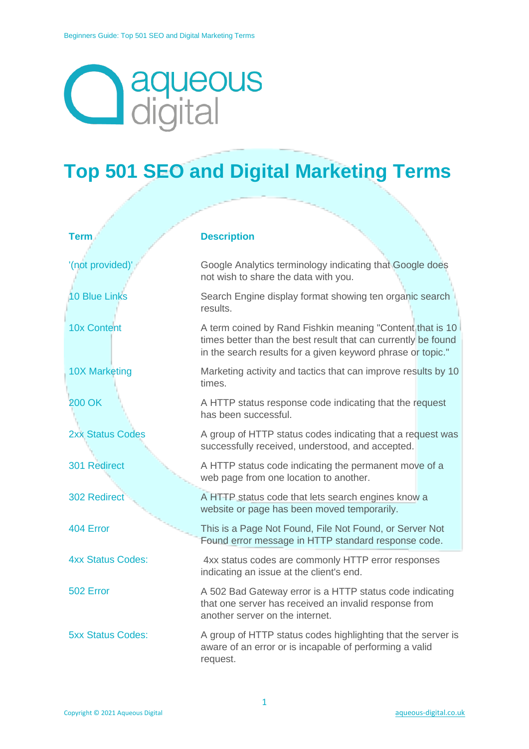aqueous digital

# Top 501 SEO and Digital Marketing Terms

| Term | Description |
|---|---|
| '(not provided)' | Google Analytics terminology indicating that Google does not wish to share the data with you. |
| 10 Blue Links | Search Engine display format showing ten organic search results. |
| 10x Content | A term coined by Rand Fishkin meaning "Content that is 10 times better than the best result that can currently be found in the search results for a given keyword phrase or topic." |
| 10X Marketing | Marketing activity and tactics that can improve results by 10 times. |
| 200 OK | A HTTP status response code indicating that the request has been successful. |
| 2xx Status Codes | A group of HTTP status codes indicating that a request was successfully received, understood, and accepted. |
| 301 Redirect | A HTTP status code indicating the permanent move of a web page from one location to another. |
| 302 Redirect | A HTTP status code that lets search engines know a website or page has been moved temporarily. |
| 404 Error | This is a Page Not Found, File Not Found, or Server Not Found error message in HTTP standard response code. |
| 4xx Status Codes: | 4xx status codes are commonly HTTP error responses indicating an issue at the client's end. |
| 502 Error | A 502 Bad Gateway error is a HTTP status code indicating that one server has received an invalid response from another server on the internet. |
| 5xx Status Codes: | A group of HTTP status codes highlighting that the server is aware of an error or is incapable of performing a valid request. |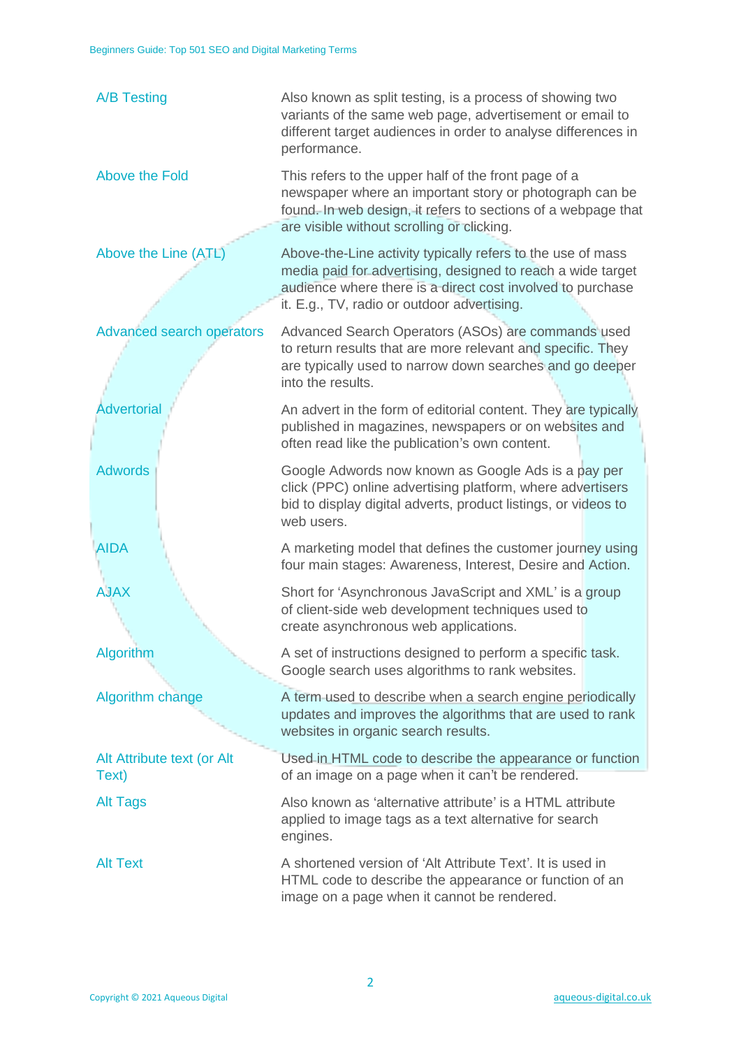| Term | Definition |
| --- | --- |
| A/B Testing | Also known as split testing, is a process of showing two variants of the same web page, advertisement or email to different target audiences in order to analyse differences in performance. |
| Above the Fold | This refers to the upper half of the front page of a newspaper where an important story or photograph can be found. In web design, it refers to sections of a webpage that are visible without scrolling or clicking. |
| Above the Line (ATL) | Above-the-Line activity typically refers to the use of mass media paid for advertising, designed to reach a wide target audience where there is a direct cost involved to purchase it. E.g., TV, radio or outdoor advertising. |
| Advanced search operators | Advanced Search Operators (ASOs) are commands used to return results that are more relevant and specific. They are typically used to narrow down searches and go deeper into the results. |
| Advertorial | An advert in the form of editorial content. They are typically published in magazines, newspapers or on websites and often read like the publication's own content. |
| Adwords | Google Adwords now known as Google Ads is a pay per click (PPC) online advertising platform, where advertisers bid to display digital adverts, product listings, or videos to web users. |
| AIDA | A marketing model that defines the customer journey using four main stages: Awareness, Interest, Desire and Action. |
| AJAX | Short for 'Asynchronous JavaScript and XML' is a group of client-side web development techniques used to create asynchronous web applications. |
| Algorithm | A set of instructions designed to perform a specific task. Google search uses algorithms to rank websites. |
| Algorithm change | A term used to describe when a search engine periodically updates and improves the algorithms that are used to rank websites in organic search results. |
| Alt Attribute text (or Alt Text) | Used in HTML code to describe the appearance or function of an image on a page when it can't be rendered. |
| Alt Tags | Also known as 'alternative attribute' is a HTML attribute applied to image tags as a text alternative for search engines. |
| Alt Text | A shortened version of 'Alt Attribute Text'. It is used in HTML code to describe the appearance or function of an image on a page when it cannot be rendered. |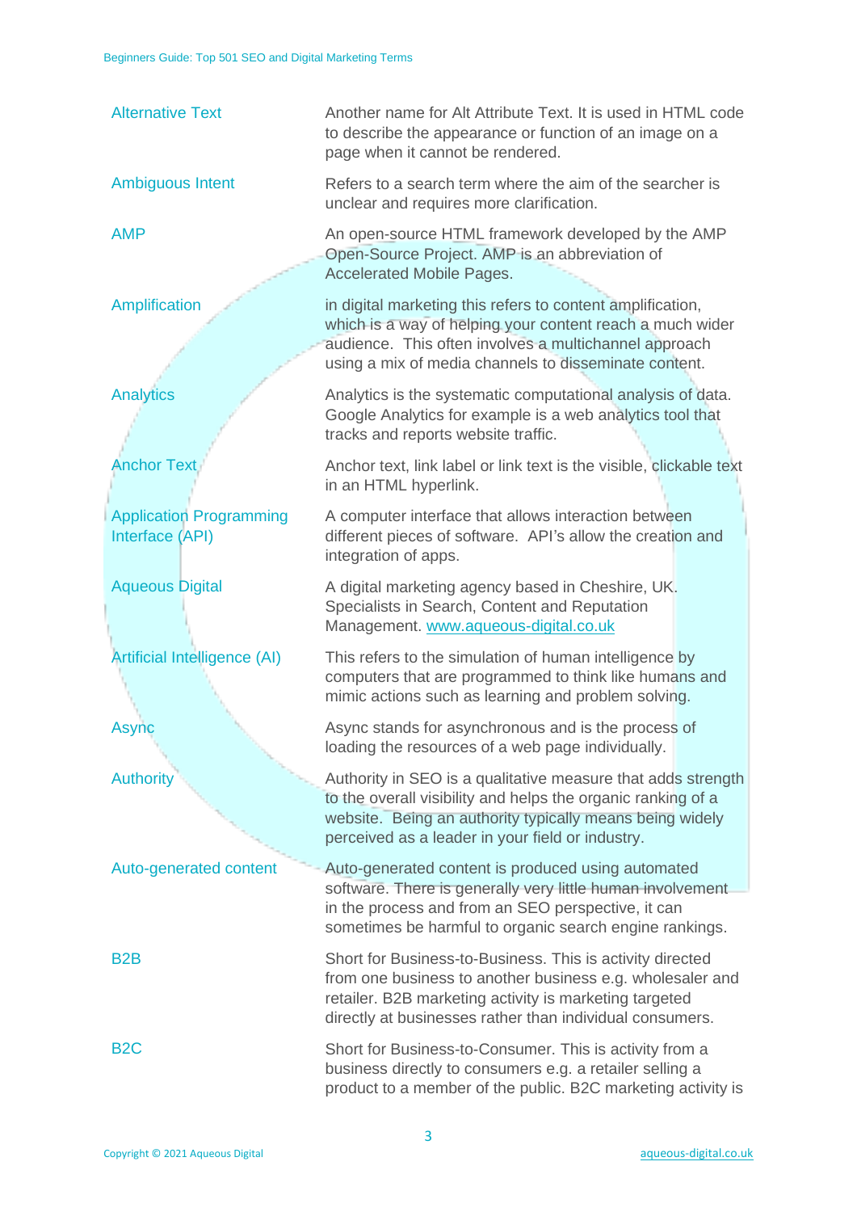| | |
|---|---|
| Alternative Text | Another name for Alt Attribute Text. It is used in HTML code to describe the appearance or function of an image on a page when it cannot be rendered. |
| Ambiguous Intent | Refers to a search term where the aim of the searcher is unclear and requires more clarification. |
| AMP | An open-source HTML framework developed by the AMP Open-Source Project. AMP is an abbreviation of Accelerated Mobile Pages. |
| Amplification | in digital marketing this refers to content amplification, which is a way of helping your content reach a much wider audience. This often involves a multichannel approach using a mix of media channels to disseminate content. |
| Analytics | Analytics is the systematic computational analysis of data. Google Analytics for example is a web analytics tool that tracks and reports website traffic. |
| Anchor Text | Anchor text, link label or link text is the visible, clickable text in an HTML hyperlink. |
| Application Programming Interface (API) | A computer interface that allows interaction between different pieces of software. API's allow the creation and integration of apps. |
| Aqueous Digital | A digital marketing agency based in Cheshire, UK. Specialists in Search, Content and Reputation Management. www.aqueous-digital.co.uk |
| Artificial Intelligence (AI) | This refers to the simulation of human intelligence by computers that are programmed to think like humans and mimic actions such as learning and problem solving. |
| Async | Async stands for asynchronous and is the process of loading the resources of a web page individually. |
| Authority | Authority in SEO is a qualitative measure that adds strength to the overall visibility and helps the organic ranking of a website. Being an authority typically means being widely perceived as a leader in your field or industry. |
| Auto-generated content | Auto-generated content is produced using automated software. There is generally very little human involvement in the process and from an SEO perspective, it can sometimes be harmful to organic search engine rankings. |
| B2B | Short for Business-to-Business. This is activity directed from one business to another business e.g. wholesaler and retailer. B2B marketing activity is marketing targeted directly at businesses rather than individual consumers. |
| B2C | Short for Business-to-Consumer. This is activity from a business directly to consumers e.g. a retailer selling a product to a member of the public. B2C marketing activity is |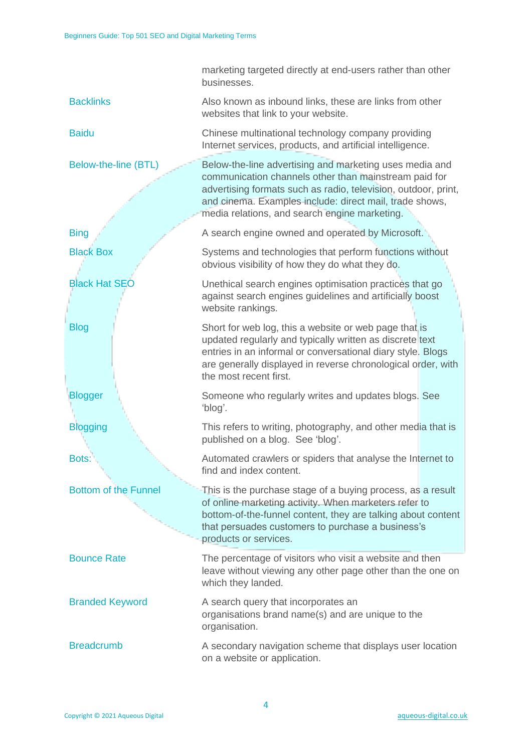| | |
|---|---|
| | marketing targeted directly at end-users rather than other businesses. |
| Backlinks | Also known as inbound links, these are links from other websites that link to your website. |
| Baidu | Chinese multinational technology company providing Internet services, products, and artificial intelligence. |
| Below-the-line (BTL) | Below-the-line advertising and marketing uses media and communication channels other than mainstream paid for advertising formats such as radio, television, outdoor, print, and cinema. Examples include: direct mail, trade shows, media relations, and search engine marketing. |
| Bing | A search engine owned and operated by Microsoft. |
| Black Box | Systems and technologies that perform functions without obvious visibility of how they do what they do. |
| Black Hat SEO | Unethical search engines optimisation practices that go against search engines guidelines and artificially boost website rankings. |
| Blog | Short for web log, this a website or web page that is updated regularly and typically written as discrete text entries in an informal or conversational diary style. Blogs are generally displayed in reverse chronological order, with the most recent first. |
| Blogger | Someone who regularly writes and updates blogs. See 'blog'. |
| Blogging | This refers to writing, photography, and other media that is published on a blog. See 'blog'. |
| Bots: | Automated crawlers or spiders that analyse the Internet to find and index content. |
| Bottom of the Funnel | This is the purchase stage of a buying process, as a result of online marketing activity. When marketers refer to bottom-of-the-funnel content, they are talking about content that persuades customers to purchase a business's products or services. |
| Bounce Rate | The percentage of visitors who visit a website and then leave without viewing any other page other than the one on which they landed. |
| Branded Keyword | A search query that incorporates an organisations brand name(s) and are unique to the organisation. |
| Breadcrumb | A secondary navigation scheme that displays user location on a website or application. |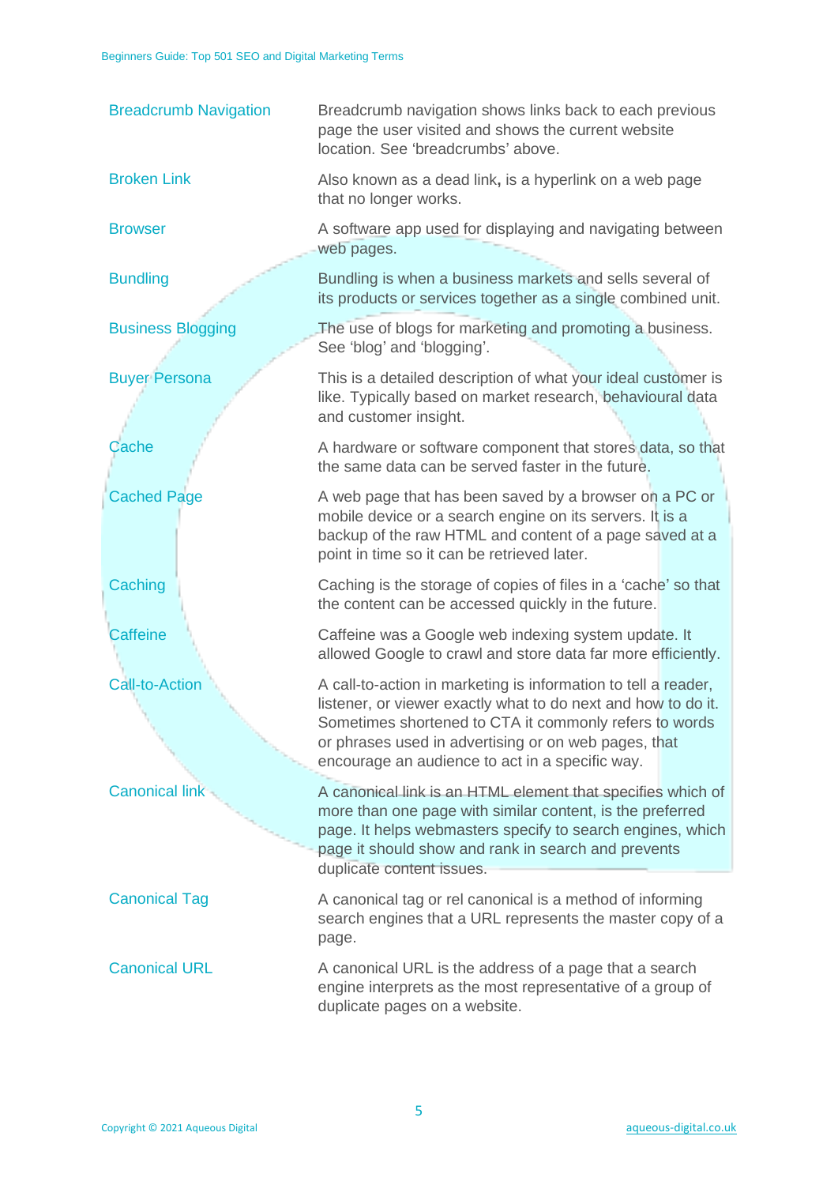| Term | Definition |
| --- | --- |
| Breadcrumb Navigation | Breadcrumb navigation shows links back to each previous page the user visited and shows the current website location. See 'breadcrumbs' above. |
| Broken Link | Also known as a dead link**,** is a hyperlink on a web page that no longer works. |
| Browser | A software app used for displaying and navigating between web pages. |
| Bundling | Bundling is when a business markets and sells several of its products or services together as a single combined unit. |
| Business Blogging | The use of blogs for marketing and promoting a business. See 'blog' and 'blogging'. |
| Buyer Persona | This is a detailed description of what your ideal customer is like. Typically based on market research, behavioural data and customer insight. |
| Cache | A hardware or software component that stores data, so that the same data can be served faster in the future. |
| Cached Page | A web page that has been saved by a browser on a PC or mobile device or a search engine on its servers. It is a backup of the raw HTML and content of a page saved at a point in time so it can be retrieved later. |
| Caching | Caching is the storage of copies of files in a 'cache' so that the content can be accessed quickly in the future. |
| Caffeine | Caffeine was a Google web indexing system update. It allowed Google to crawl and store data far more efficiently. |
| Call-to-Action | A call-to-action in marketing is information to tell a reader, listener, or viewer exactly what to do next and how to do it. Sometimes shortened to CTA it commonly refers to words or phrases used in advertising or on web pages, that encourage an audience to act in a specific way. |
| Canonical link | A canonical link is an HTML element that specifies which of more than one page with similar content, is the preferred page. It helps webmasters specify to search engines, which page it should show and rank in search and prevents duplicate content issues. |
| Canonical Tag | A canonical tag or rel canonical is a method of informing search engines that a URL represents the master copy of a page. |
| Canonical URL | A canonical URL is the address of a page that a search engine interprets as the most representative of a group of duplicate pages on a website. |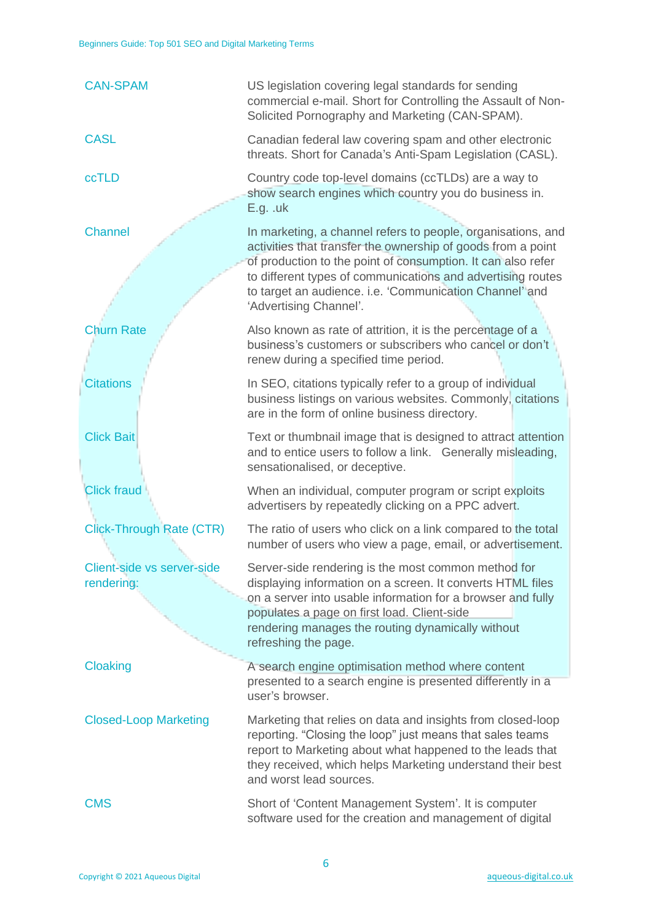| | |
|---|---|
| CAN-SPAM | US legislation covering legal standards for sending commercial e-mail. Short for Controlling the Assault of Non-Solicited Pornography and Marketing (CAN-SPAM). |
| CASL | Canadian federal law covering spam and other electronic threats. Short for Canada's Anti-Spam Legislation (CASL). |
| ccTLD | Country code top-level domains (ccTLDs) are a way to show search engines which country you do business in. E.g. .uk |
| Channel | In marketing, a channel refers to people, organisations, and activities that transfer the ownership of goods from a point of production to the point of consumption. It can also refer to different types of communications and advertising routes to target an audience. i.e. 'Communication Channel' and 'Advertising Channel'. |
| Churn Rate | Also known as rate of attrition, it is the percentage of a business's customers or subscribers who cancel or don't renew during a specified time period. |
| Citations | In SEO, citations typically refer to a group of individual business listings on various websites. Commonly, citations are in the form of online business directory. |
| Click Bait | Text or thumbnail image that is designed to attract attention and to entice users to follow a link. Generally misleading, sensationalised, or deceptive. |
| Click fraud | When an individual, computer program or script exploits advertisers by repeatedly clicking on a PPC advert. |
| Click-Through Rate (CTR) | The ratio of users who click on a link compared to the total number of users who view a page, email, or advertisement. |
| Client-side vs server-side rendering: | Server-side rendering is the most common method for displaying information on a screen. It converts HTML files on a server into usable information for a browser and fully populates a page on first load. Client-side rendering manages the routing dynamically without refreshing the page. |
| Cloaking | A search engine optimisation method where content presented to a search engine is presented differently in a user's browser. |
| Closed-Loop Marketing | Marketing that relies on data and insights from closed-loop reporting. "Closing the loop" just means that sales teams report to Marketing about what happened to the leads that they received, which helps Marketing understand their best and worst lead sources. |
| CMS | Short of 'Content Management System'. It is computer software used for the creation and management of digital |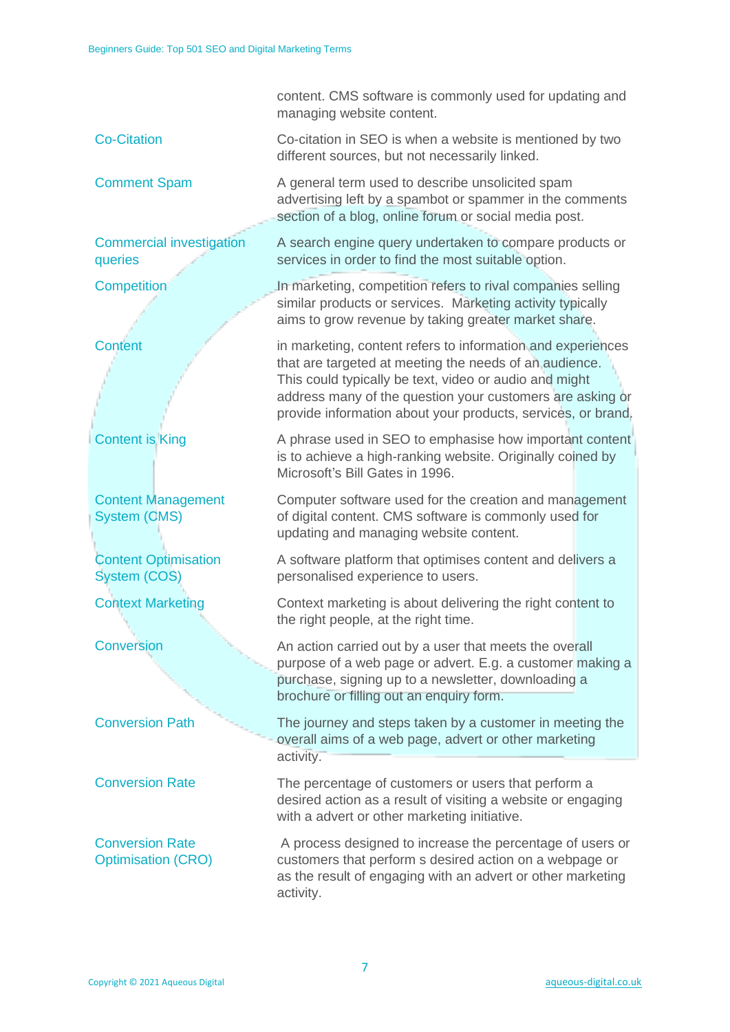| | |
|---|---|
| | content. CMS software is commonly used for updating and managing website content. |
| Co-Citation | Co-citation in SEO is when a website is mentioned by two different sources, but not necessarily linked. |
| Comment Spam | A general term used to describe unsolicited spam advertising left by a spambot or spammer in the comments section of a blog, online forum or social media post. |
| Commercial investigation queries | A search engine query undertaken to compare products or services in order to find the most suitable option. |
| Competition | In marketing, competition refers to rival companies selling similar products or services. Marketing activity typically aims to grow revenue by taking greater market share. |
| Content | in marketing, content refers to information and experiences that are targeted at meeting the needs of an audience. This could typically be text, video or audio and might address many of the question your customers are asking or provide information about your products, services, or brand. |
| Content is King | A phrase used in SEO to emphasise how important content is to achieve a high-ranking website. Originally coined by Microsoft's Bill Gates in 1996. |
| Content Management System (CMS) | Computer software used for the creation and management of digital content. CMS software is commonly used for updating and managing website content. |
| Content Optimisation System (COS) | A software platform that optimises content and delivers a personalised experience to users. |
| Context Marketing | Context marketing is about delivering the right content to the right people, at the right time. |
| Conversion | An action carried out by a user that meets the overall purpose of a web page or advert. E.g. a customer making a purchase, signing up to a newsletter, downloading a brochure or filling out an enquiry form. |
| Conversion Path | The journey and steps taken by a customer in meeting the overall aims of a web page, advert or other marketing activity. |
| Conversion Rate | The percentage of customers or users that perform a desired action as a result of visiting a website or engaging with a advert or other marketing initiative. |
| Conversion Rate Optimisation (CRO) | A process designed to increase the percentage of users or customers that perform s desired action on a webpage or as the result of engaging with an advert or other marketing activity. |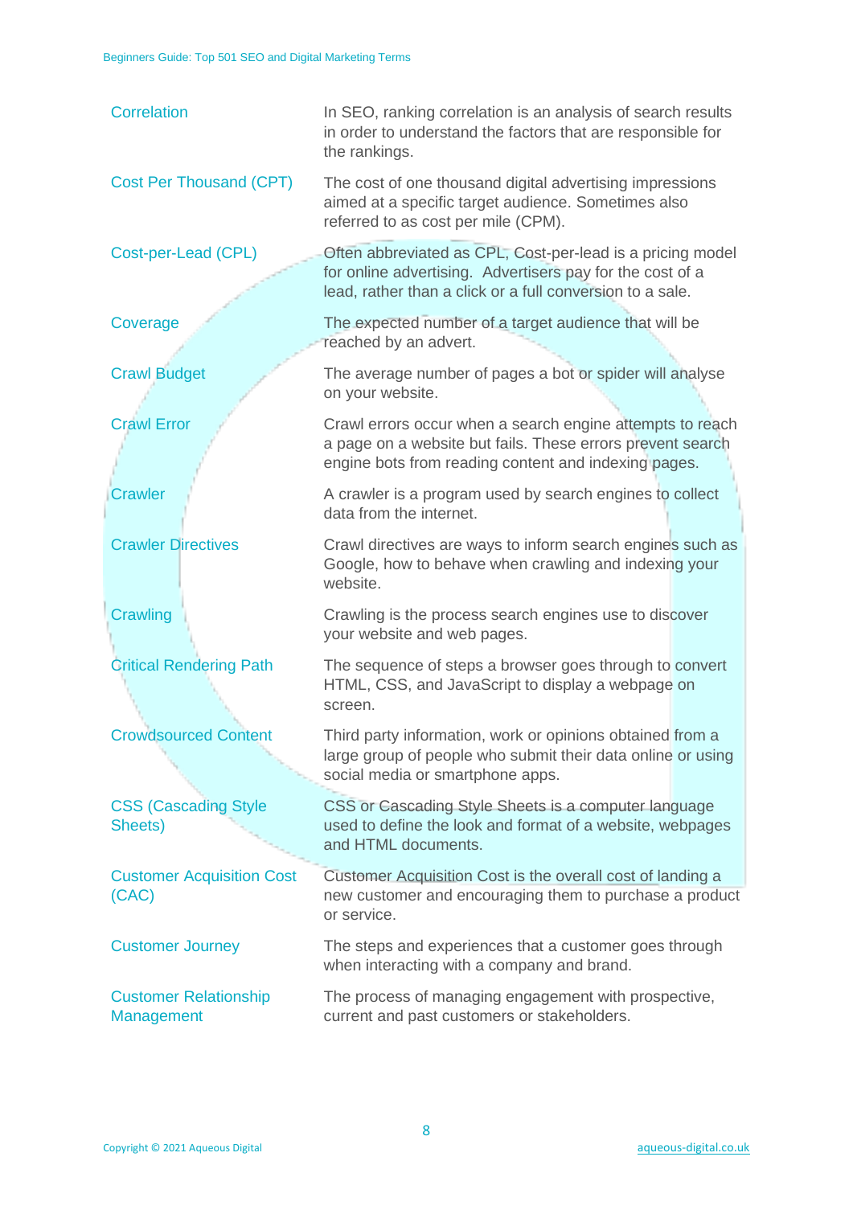| Term | Definition |
| --- | --- |
| Correlation | In SEO, ranking correlation is an analysis of search results in order to understand the factors that are responsible for the rankings. |
| Cost Per Thousand (CPT) | The cost of one thousand digital advertising impressions aimed at a specific target audience. Sometimes also referred to as cost per mile (CPM). |
| Cost-per-Lead (CPL) | Often abbreviated as CPL, Cost-per-lead is a pricing model for online advertising.  Advertisers pay for the cost of a lead, rather than a click or a full conversion to a sale. |
| Coverage | The expected number of a target audience that will be reached by an advert. |
| Crawl Budget | The average number of pages a bot or spider will analyse on your website. |
| Crawl Error | Crawl errors occur when a search engine attempts to reach a page on a website but fails. These errors prevent search engine bots from reading content and indexing pages. |
| Crawler | A crawler is a program used by search engines to collect data from the internet. |
| Crawler Directives | Crawl directives are ways to inform search engines such as Google, how to behave when crawling and indexing your website. |
| Crawling | Crawling is the process search engines use to discover your website and web pages. |
| Critical Rendering Path | The sequence of steps a browser goes through to convert HTML, CSS, and JavaScript to display a webpage on screen. |
| Crowdsourced Content | Third party information, work or opinions obtained from a large group of people who submit their data online or using social media or smartphone apps. |
| CSS (Cascading Style Sheets) | CSS or Cascading Style Sheets is a computer language used to define the look and format of a website, webpages and HTML documents. |
| Customer Acquisition Cost (CAC) | Customer Acquisition Cost is the overall cost of landing a new customer and encouraging them to purchase a product or service. |
| Customer Journey | The steps and experiences that a customer goes through when interacting with a company and brand. |
| Customer Relationship Management | The process of managing engagement with prospective, current and past customers or stakeholders. |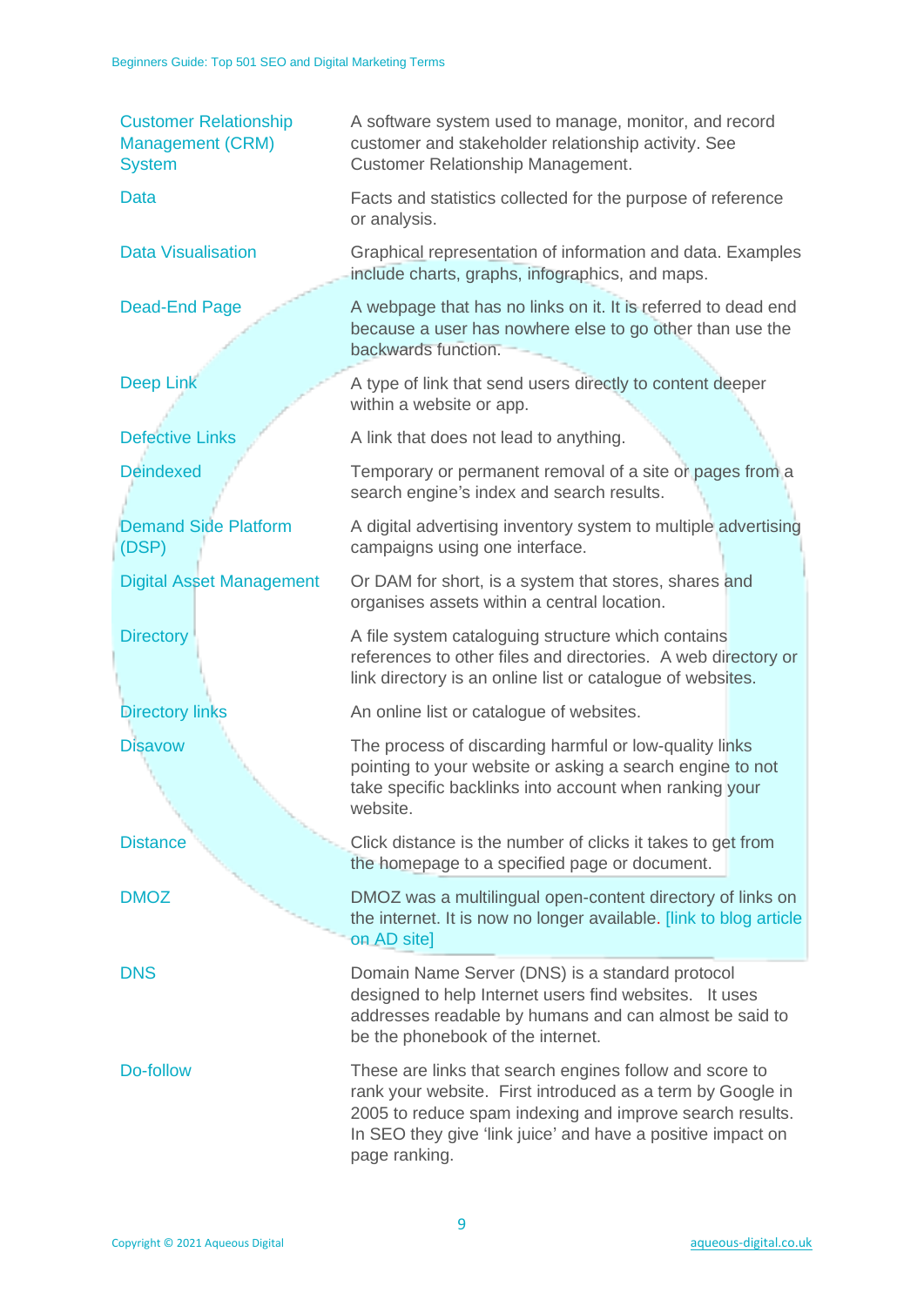| Term | Definition |
| --- | --- |
| Customer Relationship Management (CRM) System | A software system used to manage, monitor, and record customer and stakeholder relationship activity. See Customer Relationship Management. |
| Data | Facts and statistics collected for the purpose of reference or analysis. |
| Data Visualisation | Graphical representation of information and data. Examples include charts, graphs, infographics, and maps. |
| Dead-End Page | A webpage that has no links on it. It is referred to dead end because a user has nowhere else to go other than use the backwards function. |
| Deep Link | A type of link that send users directly to content deeper within a website or app. |
| Defective Links | A link that does not lead to anything. |
| Deindexed | Temporary or permanent removal of a site or pages from a search engine's index and search results. |
| Demand Side Platform (DSP) | A digital advertising inventory system to multiple advertising campaigns using one interface. |
| Digital Asset Management | Or DAM for short, is a system that stores, shares and organises assets within a central location. |
| Directory | A file system cataloguing structure which contains references to other files and directories. A web directory or link directory is an online list or catalogue of websites. |
| Directory links | An online list or catalogue of websites. |
| Disavow | The process of discarding harmful or low-quality links pointing to your website or asking a search engine to not take specific backlinks into account when ranking your website. |
| Distance | Click distance is the number of clicks it takes to get from the homepage to a specified page or document. |
| DMOZ | DMOZ was a multilingual open-content directory of links on the internet. It is now no longer available. [link to blog article on AD site] |
| DNS | Domain Name Server (DNS) is a standard protocol designed to help Internet users find websites. It uses addresses readable by humans and can almost be said to be the phonebook of the internet. |
| Do-follow | These are links that search engines follow and score to rank your website. First introduced as a term by Google in 2005 to reduce spam indexing and improve search results. In SEO they give 'link juice' and have a positive impact on page ranking. |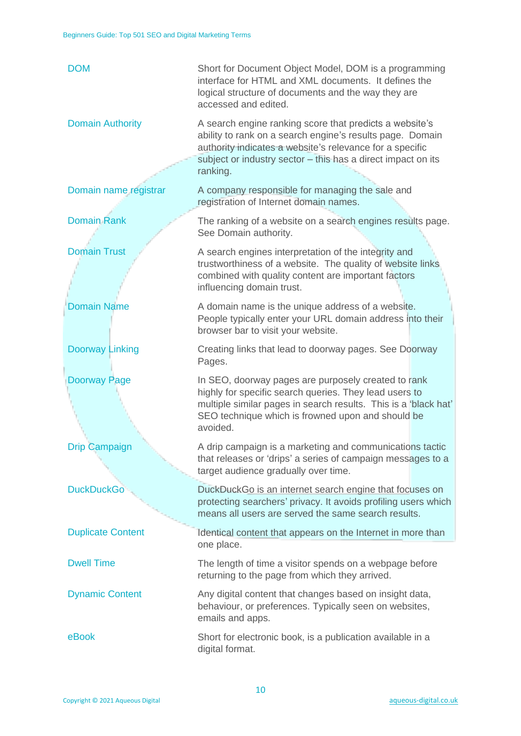| Term | Definition |
| --- | --- |
| DOM | Short for Document Object Model, DOM is a programming interface for HTML and XML documents. It defines the logical structure of documents and the way they are accessed and edited. |
| Domain Authority | A search engine ranking score that predicts a website's ability to rank on a search engine's results page. Domain authority indicates a website's relevance for a specific subject or industry sector – this has a direct impact on its ranking. |
| Domain name registrar | A company responsible for managing the sale and registration of Internet domain names. |
| Domain Rank | The ranking of a website on a search engines results page. See Domain authority. |
| Domain Trust | A search engines interpretation of the integrity and trustworthiness of a website. The quality of website links combined with quality content are important factors influencing domain trust. |
| Domain Name | A domain name is the unique address of a website. People typically enter your URL domain address into their browser bar to visit your website. |
| Doorway Linking | Creating links that lead to doorway pages. See Doorway Pages. |
| Doorway Page | In SEO, doorway pages are purposely created to rank highly for specific search queries. They lead users to multiple similar pages in search results. This is a 'black hat' SEO technique which is frowned upon and should be avoided. |
| Drip Campaign | A drip campaign is a marketing and communications tactic that releases or 'drips' a series of campaign messages to a target audience gradually over time. |
| DuckDuckGo | DuckDuckGo is an internet search engine that focuses on protecting searchers' privacy. It avoids profiling users which means all users are served the same search results. |
| Duplicate Content | Identical content that appears on the Internet in more than one place. |
| Dwell Time | The length of time a visitor spends on a webpage before returning to the page from which they arrived. |
| Dynamic Content | Any digital content that changes based on insight data, behaviour, or preferences. Typically seen on websites, emails and apps. |
| eBook | Short for electronic book, is a publication available in a digital format. |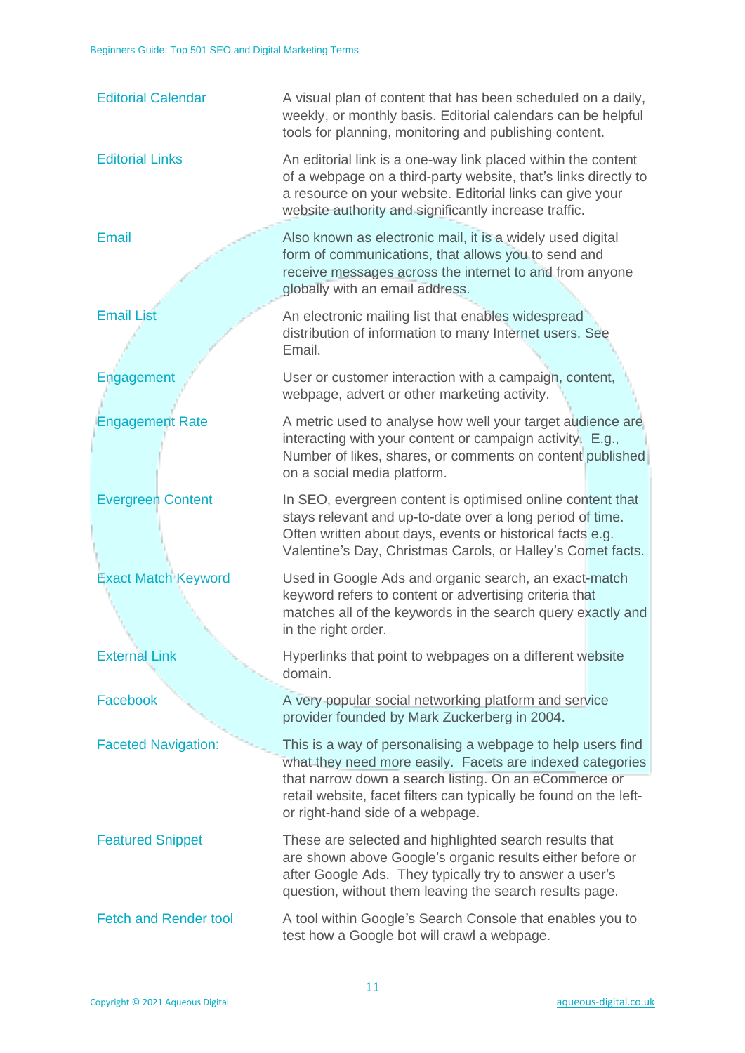| Term | Definition |
|---|---|
| Editorial Calendar | A visual plan of content that has been scheduled on a daily, weekly, or monthly basis. Editorial calendars can be helpful tools for planning, monitoring and publishing content. |
| Editorial Links | An editorial link is a one-way link placed within the content of a webpage on a third-party website, that's links directly to a resource on your website. Editorial links can give your website authority and significantly increase traffic. |
| Email | Also known as electronic mail, it is a widely used digital form of communications, that allows you to send and receive messages across the internet to and from anyone globally with an email address. |
| Email List | An electronic mailing list that enables widespread distribution of information to many Internet users. See Email. |
| Engagement | User or customer interaction with a campaign, content, webpage, advert or other marketing activity. |
| Engagement Rate | A metric used to analyse how well your target audience are interacting with your content or campaign activity. E.g., Number of likes, shares, or comments on content published on a social media platform. |
| Evergreen Content | In SEO, evergreen content is optimised online content that stays relevant and up-to-date over a long period of time. Often written about days, events or historical facts e.g. Valentine's Day, Christmas Carols, or Halley's Comet facts. |
| Exact Match Keyword | Used in Google Ads and organic search, an exact-match keyword refers to content or advertising criteria that matches all of the keywords in the search query exactly and in the right order. |
| External Link | Hyperlinks that point to webpages on a different website domain. |
| Facebook | A very popular social networking platform and service provider founded by Mark Zuckerberg in 2004. |
| Faceted Navigation: | This is a way of personalising a webpage to help users find what they need more easily. Facets are indexed categories that narrow down a search listing. On an eCommerce or retail website, facet filters can typically be found on the left- or right-hand side of a webpage. |
| Featured Snippet | These are selected and highlighted search results that are shown above Google's organic results either before or after Google Ads. They typically try to answer a user's question, without them leaving the search results page. |
| Fetch and Render tool | A tool within Google's Search Console that enables you to test how a Google bot will crawl a webpage. |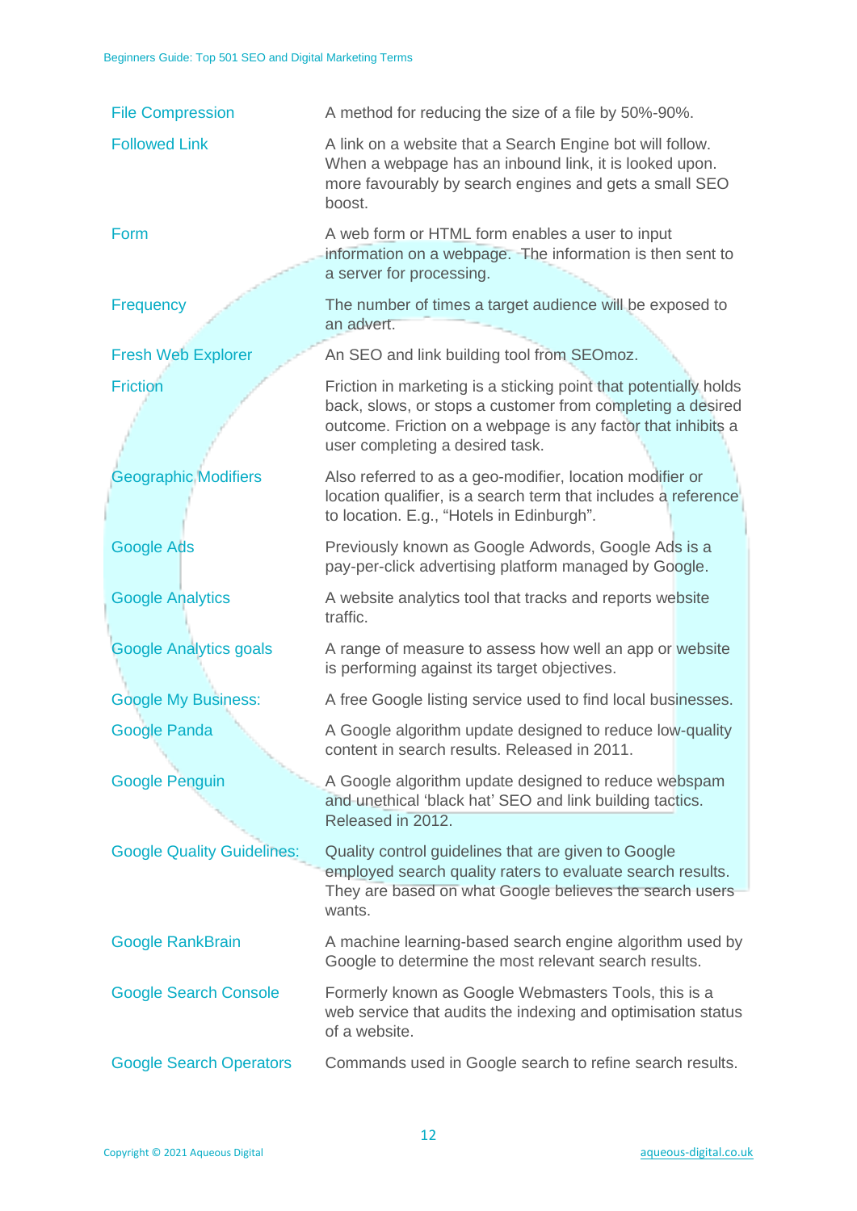| | |
|---|---|
| File Compression | A method for reducing the size of a file by 50%-90%. |
| Followed Link | A link on a website that a Search Engine bot will follow. When a webpage has an inbound link, it is looked upon. more favourably by search engines and gets a small SEO boost. |
| Form | A web form or HTML form enables a user to input information on a webpage. The information is then sent to a server for processing. |
| Frequency | The number of times a target audience will be exposed to an advert. |
| Fresh Web Explorer | An SEO and link building tool from SEOmoz. |
| Friction | Friction in marketing is a sticking point that potentially holds back, slows, or stops a customer from completing a desired outcome. Friction on a webpage is any factor that inhibits a user completing a desired task. |
| Geographic Modifiers | Also referred to as a geo-modifier, location modifier or location qualifier, is a search term that includes a reference to location. E.g., "Hotels in Edinburgh". |
| Google Ads | Previously known as Google Adwords, Google Ads is a pay-per-click advertising platform managed by Google. |
| Google Analytics | A website analytics tool that tracks and reports website traffic. |
| Google Analytics goals | A range of measure to assess how well an app or website is performing against its target objectives. |
| Google My Business: | A free Google listing service used to find local businesses. |
| Google Panda | A Google algorithm update designed to reduce low-quality content in search results. Released in 2011. |
| Google Penguin | A Google algorithm update designed to reduce webspam and unethical 'black hat' SEO and link building tactics. Released in 2012. |
| Google Quality Guidelines: | Quality control guidelines that are given to Google employed search quality raters to evaluate search results. They are based on what Google believes the search users wants. |
| Google RankBrain | A machine learning-based search engine algorithm used by Google to determine the most relevant search results. |
| Google Search Console | Formerly known as Google Webmasters Tools, this is a web service that audits the indexing and optimisation status of a website. |
| Google Search Operators | Commands used in Google search to refine search results. |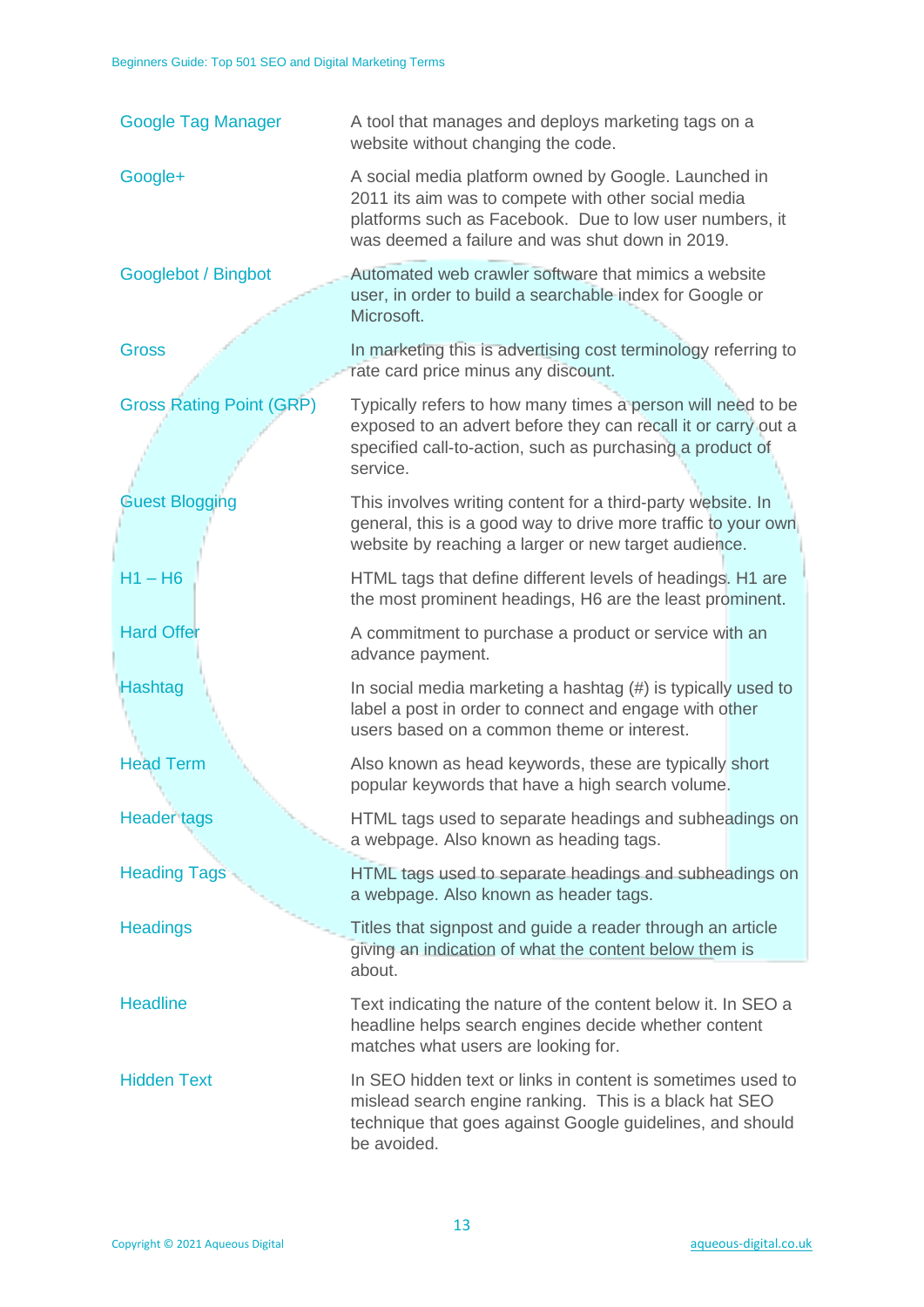| | |
|---|---|
| Google Tag Manager | A tool that manages and deploys marketing tags on a website without changing the code. |
| Google+ | A social media platform owned by Google. Launched in 2011 its aim was to compete with other social media platforms such as Facebook. Due to low user numbers, it was deemed a failure and was shut down in 2019. |
| Googlebot / Bingbot | Automated web crawler software that mimics a website user, in order to build a searchable index for Google or Microsoft. |
| Gross | In marketing this is advertising cost terminology referring to rate card price minus any discount. |
| Gross Rating Point (GRP) | Typically refers to how many times a person will need to be exposed to an advert before they can recall it or carry out a specified call-to-action, such as purchasing a product of service. |
| Guest Blogging | This involves writing content for a third-party website. In general, this is a good way to drive more traffic to your own website by reaching a larger or new target audience. |
| H1 – H6 | HTML tags that define different levels of headings. H1 are the most prominent headings, H6 are the least prominent. |
| Hard Offer | A commitment to purchase a product or service with an advance payment. |
| Hashtag | In social media marketing a hashtag (#) is typically used to label a post in order to connect and engage with other users based on a common theme or interest. |
| Head Term | Also known as head keywords, these are typically short popular keywords that have a high search volume. |
| Header tags | HTML tags used to separate headings and subheadings on a webpage. Also known as heading tags. |
| Heading Tags | HTML tags used to separate headings and subheadings on a webpage. Also known as header tags. |
| Headings | Titles that signpost and guide a reader through an article giving an indication of what the content below them is about. |
| Headline | Text indicating the nature of the content below it. In SEO a headline helps search engines decide whether content matches what users are looking for. |
| Hidden Text | In SEO hidden text or links in content is sometimes used to mislead search engine ranking. This is a black hat SEO technique that goes against Google guidelines, and should be avoided. |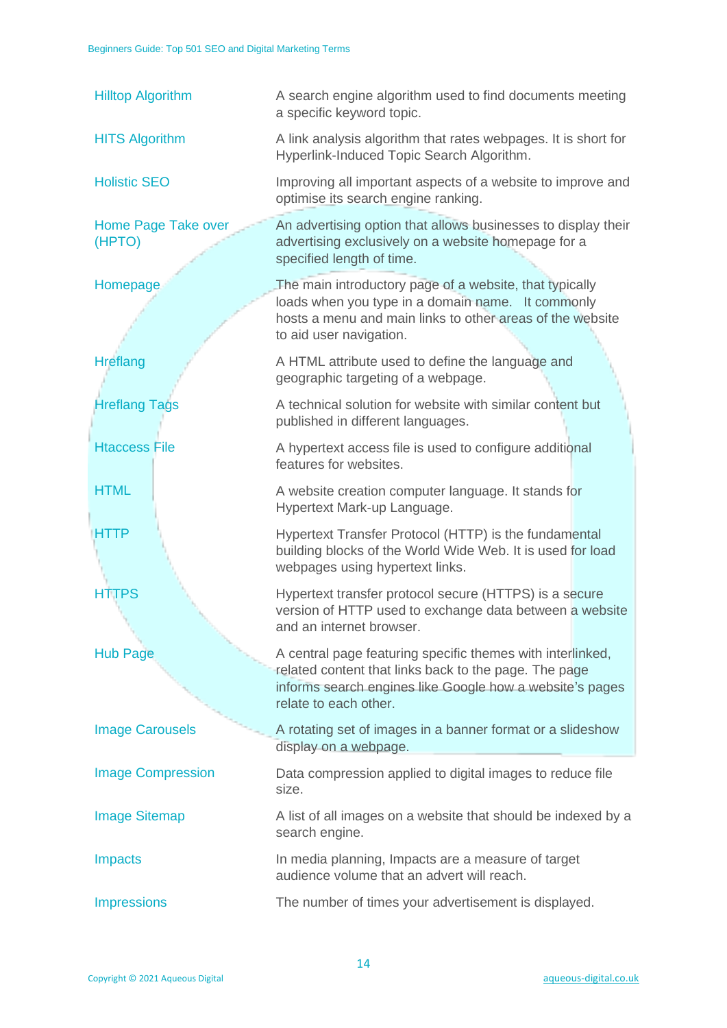| Term | Definition |
|---|---|
| Hilltop Algorithm | A search engine algorithm used to find documents meeting a specific keyword topic. |
| HITS Algorithm | A link analysis algorithm that rates webpages. It is short for Hyperlink-Induced Topic Search Algorithm. |
| Holistic SEO | Improving all important aspects of a website to improve and optimise its search engine ranking. |
| Home Page Take over (HPTO) | An advertising option that allows businesses to display their advertising exclusively on a website homepage for a specified length of time. |
| Homepage | The main introductory page of a website, that typically loads when you type in a domain name. It commonly hosts a menu and main links to other areas of the website to aid user navigation. |
| Hreflang | A HTML attribute used to define the language and geographic targeting of a webpage. |
| Hreflang Tags | A technical solution for website with similar content but published in different languages. |
| Htaccess File | A hypertext access file is used to configure additional features for websites. |
| HTML | A website creation computer language. It stands for Hypertext Mark-up Language. |
| HTTP | Hypertext Transfer Protocol (HTTP) is the fundamental building blocks of the World Wide Web. It is used for load webpages using hypertext links. |
| HTTPS | Hypertext transfer protocol secure (HTTPS) is a secure version of HTTP used to exchange data between a website and an internet browser. |
| Hub Page | A central page featuring specific themes with interlinked, related content that links back to the page. The page informs search engines like Google how a website's pages relate to each other. |
| Image Carousels | A rotating set of images in a banner format or a slideshow display on a webpage. |
| Image Compression | Data compression applied to digital images to reduce file size. |
| Image Sitemap | A list of all images on a website that should be indexed by a search engine. |
| Impacts | In media planning, Impacts are a measure of target audience volume that an advert will reach. |
| Impressions | The number of times your advertisement is displayed. |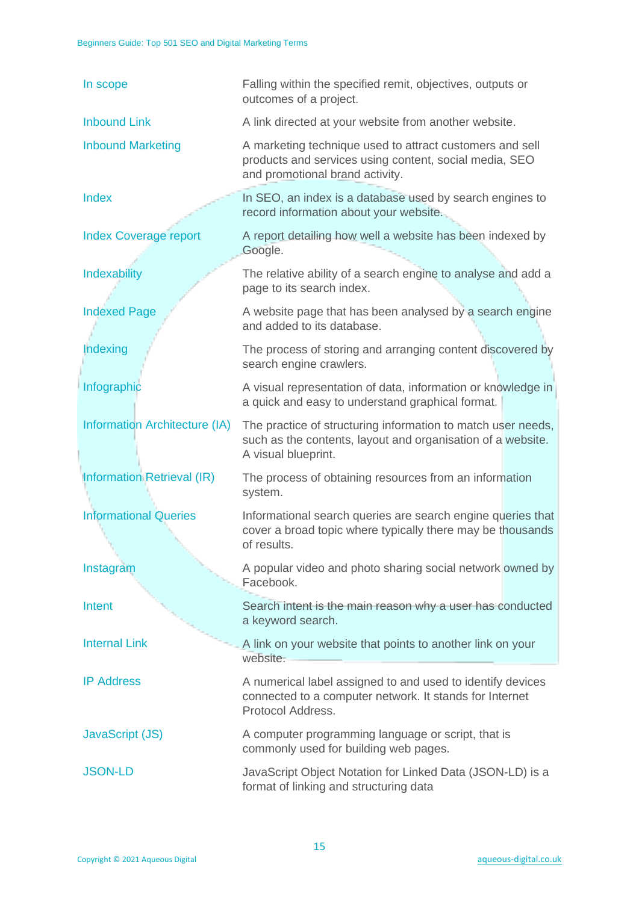| | |
|---|---|
| In scope | Falling within the specified remit, objectives, outputs or outcomes of a project. |
| Inbound Link | A link directed at your website from another website. |
| Inbound Marketing | A marketing technique used to attract customers and sell products and services using content, social media, SEO and promotional brand activity. |
| Index | In SEO, an index is a database used by search engines to record information about your website. |
| Index Coverage report | A report detailing how well a website has been indexed by Google. |
| Indexability | The relative ability of a search engine to analyse and add a page to its search index. |
| Indexed Page | A website page that has been analysed by a search engine and added to its database. |
| Indexing | The process of storing and arranging content discovered by search engine crawlers. |
| Infographic | A visual representation of data, information or knowledge in a quick and easy to understand graphical format. |
| Information Architecture (IA) | The practice of structuring information to match user needs, such as the contents, layout and organisation of a website. A visual blueprint. |
| Information Retrieval (IR) | The process of obtaining resources from an information system. |
| Informational Queries | Informational search queries are search engine queries that cover a broad topic where typically there may be thousands of results. |
| Instagram | A popular video and photo sharing social network owned by Facebook. |
| Intent | Search intent is the main reason why a user has conducted a keyword search. |
| Internal Link | A link on your website that points to another link on your website. |
| IP Address | A numerical label assigned to and used to identify devices connected to a computer network. It stands for Internet Protocol Address. |
| JavaScript (JS) | A computer programming language or script, that is commonly used for building web pages. |
| JSON-LD | JavaScript Object Notation for Linked Data (JSON-LD) is a format of linking and structuring data |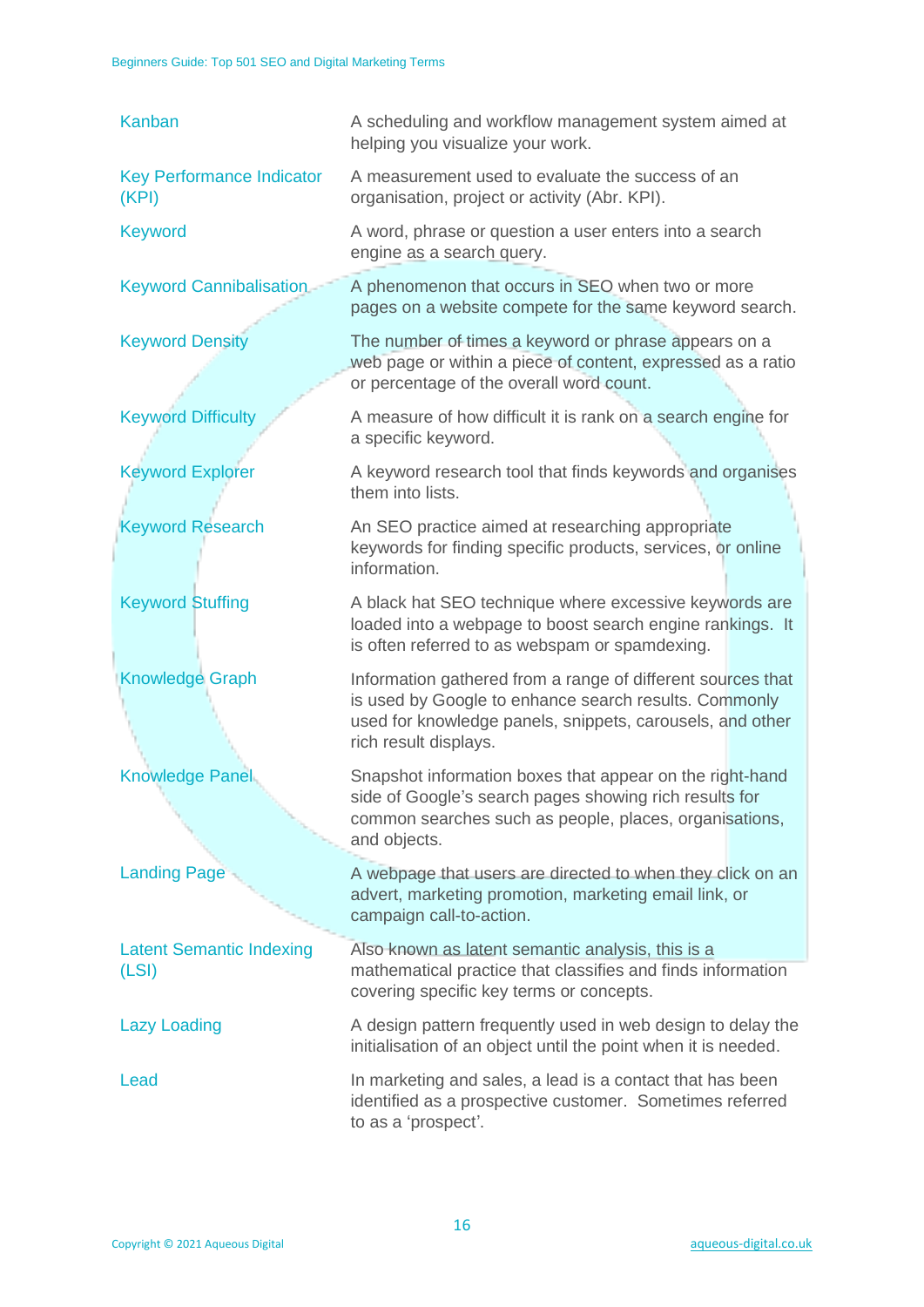| Term | Definition |
|---|---|
| Kanban | A scheduling and workflow management system aimed at helping you visualize your work. |
| Key Performance Indicator (KPI) | A measurement used to evaluate the success of an organisation, project or activity (Abr. KPI). |
| Keyword | A word, phrase or question a user enters into a search engine as a search query. |
| Keyword Cannibalisation | A phenomenon that occurs in SEO when two or more pages on a website compete for the same keyword search. |
| Keyword Density | The number of times a keyword or phrase appears on a web page or within a piece of content, expressed as a ratio or percentage of the overall word count. |
| Keyword Difficulty | A measure of how difficult it is rank on a search engine for a specific keyword. |
| Keyword Explorer | A keyword research tool that finds keywords and organises them into lists. |
| Keyword Research | An SEO practice aimed at researching appropriate keywords for finding specific products, services, or online information. |
| Keyword Stuffing | A black hat SEO technique where excessive keywords are loaded into a webpage to boost search engine rankings. It is often referred to as webspam or spamdexing. |
| Knowledge Graph | Information gathered from a range of different sources that is used by Google to enhance search results. Commonly used for knowledge panels, snippets, carousels, and other rich result displays. |
| Knowledge Panel | Snapshot information boxes that appear on the right-hand side of Google's search pages showing rich results for common searches such as people, places, organisations, and objects. |
| Landing Page | A webpage that users are directed to when they click on an advert, marketing promotion, marketing email link, or campaign call-to-action. |
| Latent Semantic Indexing (LSI) | Also known as latent semantic analysis, this is a mathematical practice that classifies and finds information covering specific key terms or concepts. |
| Lazy Loading | A design pattern frequently used in web design to delay the initialisation of an object until the point when it is needed. |
| Lead | In marketing and sales, a lead is a contact that has been identified as a prospective customer. Sometimes referred to as a 'prospect'. |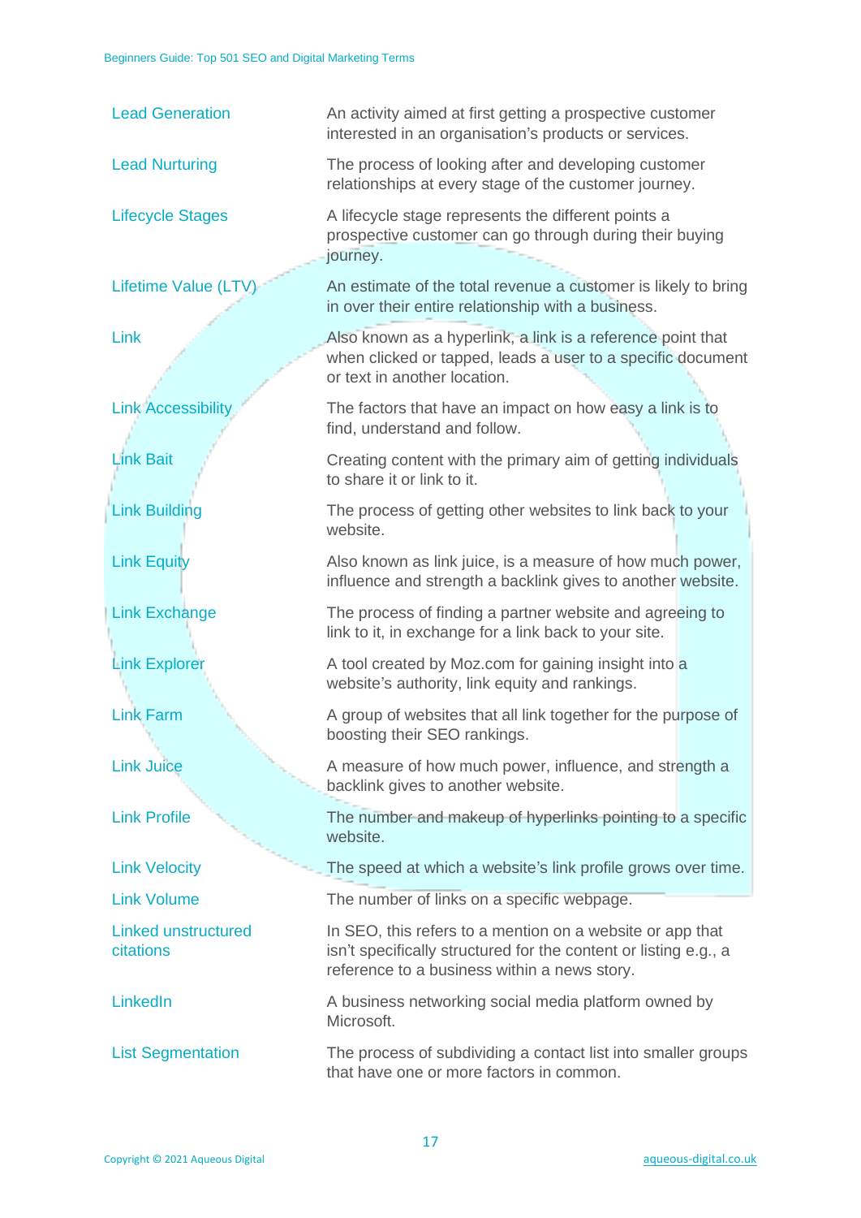| Term | Definition |
|---|---|
| Lead Generation | An activity aimed at first getting a prospective customer interested in an organisation's products or services. |
| Lead Nurturing | The process of looking after and developing customer relationships at every stage of the customer journey. |
| Lifecycle Stages | A lifecycle stage represents the different points a prospective customer can go through during their buying journey. |
| Lifetime Value (LTV) | An estimate of the total revenue a customer is likely to bring in over their entire relationship with a business. |
| Link | Also known as a hyperlink, a link is a reference point that when clicked or tapped, leads a user to a specific document or text in another location. |
| Link Accessibility | The factors that have an impact on how easy a link is to find, understand and follow. |
| Link Bait | Creating content with the primary aim of getting individuals to share it or link to it. |
| Link Building | The process of getting other websites to link back to your website. |
| Link Equity | Also known as link juice, is a measure of how much power, influence and strength a backlink gives to another website. |
| Link Exchange | The process of finding a partner website and agreeing to link to it, in exchange for a link back to your site. |
| Link Explorer | A tool created by Moz.com for gaining insight into a website's authority, link equity and rankings. |
| Link Farm | A group of websites that all link together for the purpose of boosting their SEO rankings. |
| Link Juice | A measure of how much power, influence, and strength a backlink gives to another website. |
| Link Profile | The number and makeup of hyperlinks pointing to a specific website. |
| Link Velocity | The speed at which a website's link profile grows over time. |
| Link Volume | The number of links on a specific webpage. |
| Linked unstructured citations | In SEO, this refers to a mention on a website or app that isn't specifically structured for the content or listing e.g., a reference to a business within a news story. |
| LinkedIn | A business networking social media platform owned by Microsoft. |
| List Segmentation | The process of subdividing a contact list into smaller groups that have one or more factors in common. |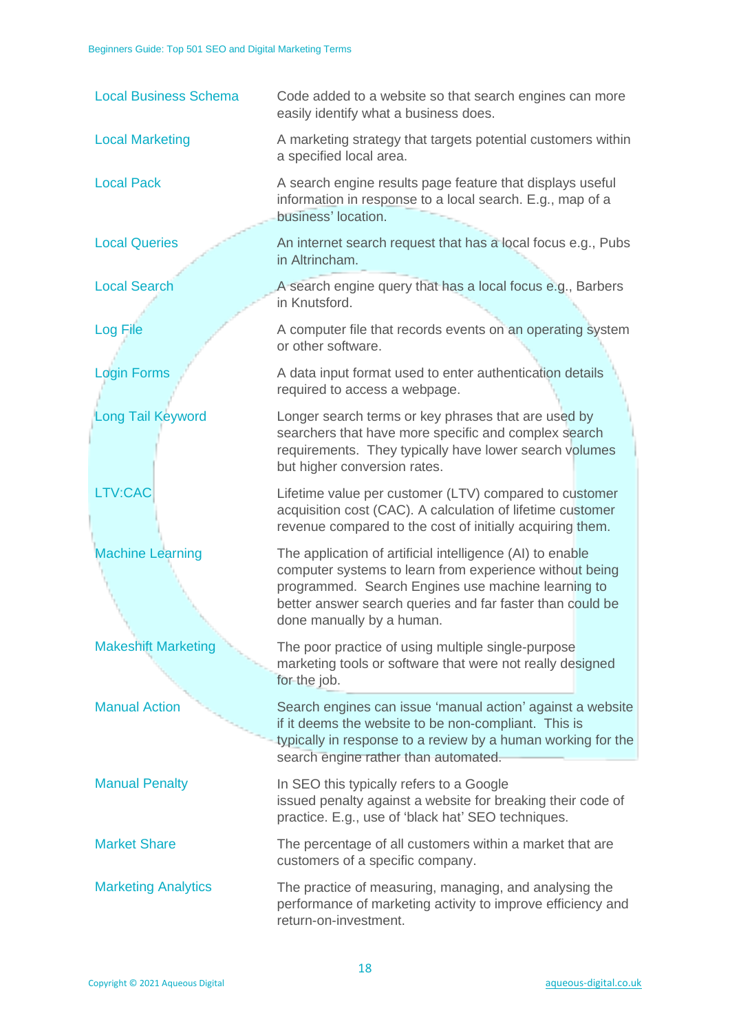| Term | Definition |
|---|---|
| Local Business Schema | Code added to a website so that search engines can more easily identify what a business does. |
| Local Marketing | A marketing strategy that targets potential customers within a specified local area. |
| Local Pack | A search engine results page feature that displays useful information in response to a local search. E.g., map of a business' location. |
| Local Queries | An internet search request that has a local focus e.g., Pubs in Altrincham. |
| Local Search | A search engine query that has a local focus e.g., Barbers in Knutsford. |
| Log File | A computer file that records events on an operating system or other software. |
| Login Forms | A data input format used to enter authentication details required to access a webpage. |
| Long Tail Keyword | Longer search terms or key phrases that are used by searchers that have more specific and complex search requirements. They typically have lower search volumes but higher conversion rates. |
| LTV:CAC | Lifetime value per customer (LTV) compared to customer acquisition cost (CAC). A calculation of lifetime customer revenue compared to the cost of initially acquiring them. |
| Machine Learning | The application of artificial intelligence (AI) to enable computer systems to learn from experience without being programmed. Search Engines use machine learning to better answer search queries and far faster than could be done manually by a human. |
| Makeshift Marketing | The poor practice of using multiple single-purpose marketing tools or software that were not really designed for the job. |
| Manual Action | Search engines can issue 'manual action' against a website if it deems the website to be non-compliant. This is typically in response to a review by a human working for the search engine rather than automated. |
| Manual Penalty | In SEO this typically refers to a Google issued penalty against a website for breaking their code of practice. E.g., use of 'black hat' SEO techniques. |
| Market Share | The percentage of all customers within a market that are customers of a specific company. |
| Marketing Analytics | The practice of measuring, managing, and analysing the performance of marketing activity to improve efficiency and return-on-investment. |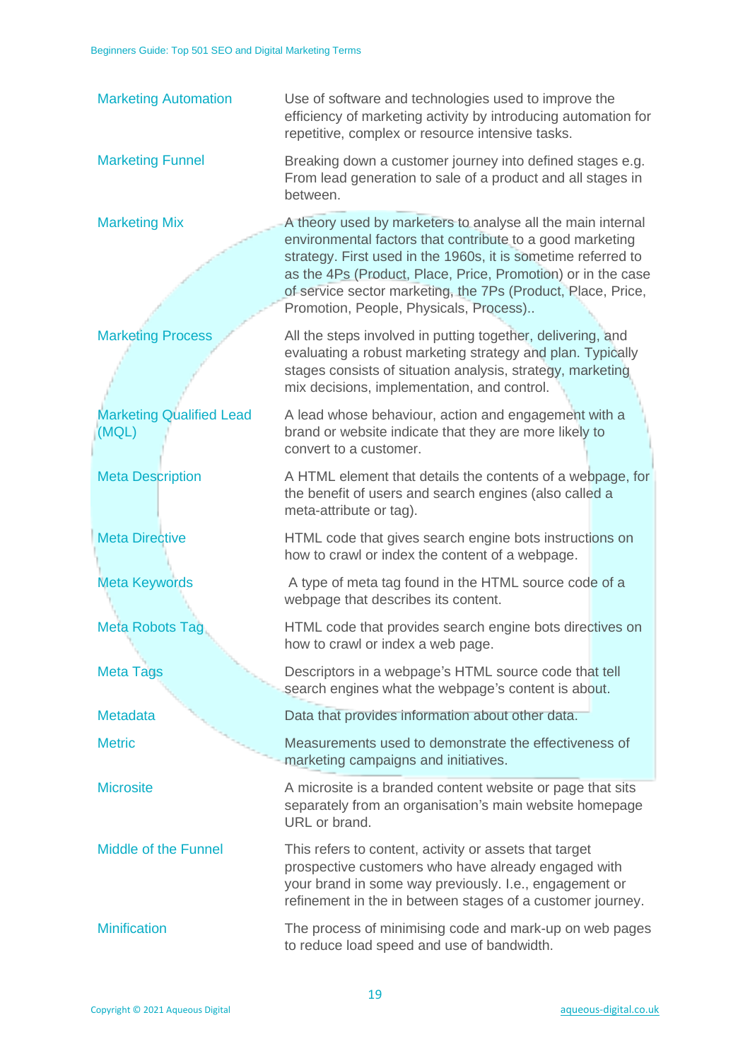| | |
|---|---|
| Marketing Automation | Use of software and technologies used to improve the efficiency of marketing activity by introducing automation for repetitive, complex or resource intensive tasks. |
| Marketing Funnel | Breaking down a customer journey into defined stages e.g. From lead generation to sale of a product and all stages in between. |
| Marketing Mix | A theory used by marketers to analyse all the main internal environmental factors that contribute to a good marketing strategy. First used in the 1960s, it is sometime referred to as the 4Ps (Product, Place, Price, Promotion) or in the case of service sector marketing, the 7Ps (Product, Place, Price, Promotion, People, Physicals, Process).. |
| Marketing Process | All the steps involved in putting together, delivering, and evaluating a robust marketing strategy and plan. Typically stages consists of situation analysis, strategy, marketing mix decisions, implementation, and control. |
| Marketing Qualified Lead (MQL) | A lead whose behaviour, action and engagement with a brand or website indicate that they are more likely to convert to a customer. |
| Meta Description | A HTML element that details the contents of a webpage, for the benefit of users and search engines (also called a meta-attribute or tag). |
| Meta Directive | HTML code that gives search engine bots instructions on how to crawl or index the content of a webpage. |
| Meta Keywords | A type of meta tag found in the HTML source code of a webpage that describes its content. |
| Meta Robots Tag | HTML code that provides search engine bots directives on how to crawl or index a web page. |
| Meta Tags | Descriptors in a webpage's HTML source code that tell search engines what the webpage's content is about. |
| Metadata | Data that provides information about other data. |
| Metric | Measurements used to demonstrate the effectiveness of marketing campaigns and initiatives. |
| Microsite | A microsite is a branded content website or page that sits separately from an organisation's main website homepage URL or brand. |
| Middle of the Funnel | This refers to content, activity or assets that target prospective customers who have already engaged with your brand in some way previously. I.e., engagement or refinement in the in between stages of a customer journey. |
| Minification | The process of minimising code and mark-up on web pages to reduce load speed and use of bandwidth. |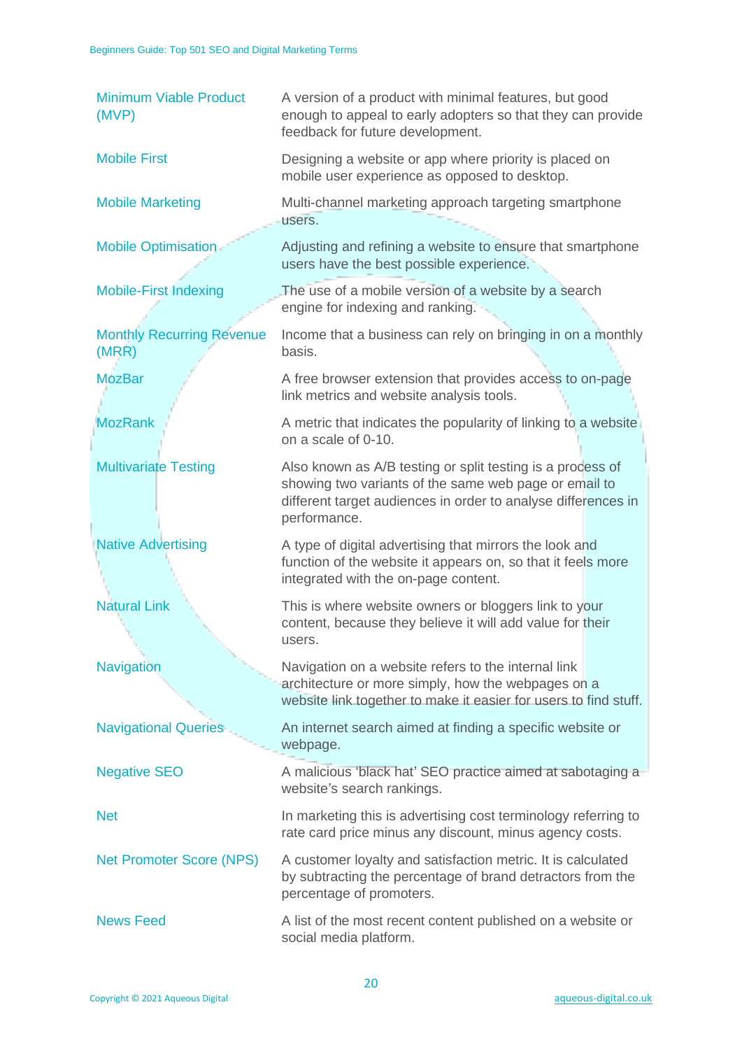| Term | Definition |
| --- | --- |
| Minimum Viable Product (MVP) | A version of a product with minimal features, but good enough to appeal to early adopters so that they can provide feedback for future development. |
| Mobile First | Designing a website or app where priority is placed on mobile user experience as opposed to desktop. |
| Mobile Marketing | Multi-channel marketing approach targeting smartphone users. |
| Mobile Optimisation | Adjusting and refining a website to ensure that smartphone users have the best possible experience. |
| Mobile-First Indexing | The use of a mobile version of a website by a search engine for indexing and ranking. |
| Monthly Recurring Revenue (MRR) | Income that a business can rely on bringing in on a monthly basis. |
| MozBar | A free browser extension that provides access to on-page link metrics and website analysis tools. |
| MozRank | A metric that indicates the popularity of linking to a website on a scale of 0-10. |
| Multivariate Testing | Also known as A/B testing or split testing is a process of showing two variants of the same web page or email to different target audiences in order to analyse differences in performance. |
| Native Advertising | A type of digital advertising that mirrors the look and function of the website it appears on, so that it feels more integrated with the on-page content. |
| Natural Link | This is where website owners or bloggers link to your content, because they believe it will add value for their users. |
| Navigation | Navigation on a website refers to the internal link architecture or more simply, how the webpages on a website link together to make it easier for users to find stuff. |
| Navigational Queries | An internet search aimed at finding a specific website or webpage. |
| Negative SEO | A malicious 'black hat' SEO practice aimed at sabotaging a website's search rankings. |
| Net | In marketing this is advertising cost terminology referring to rate card price minus any discount, minus agency costs. |
| Net Promoter Score (NPS) | A customer loyalty and satisfaction metric. It is calculated by subtracting the percentage of brand detractors from the percentage of promoters. |
| News Feed | A list of the most recent content published on a website or social media platform. |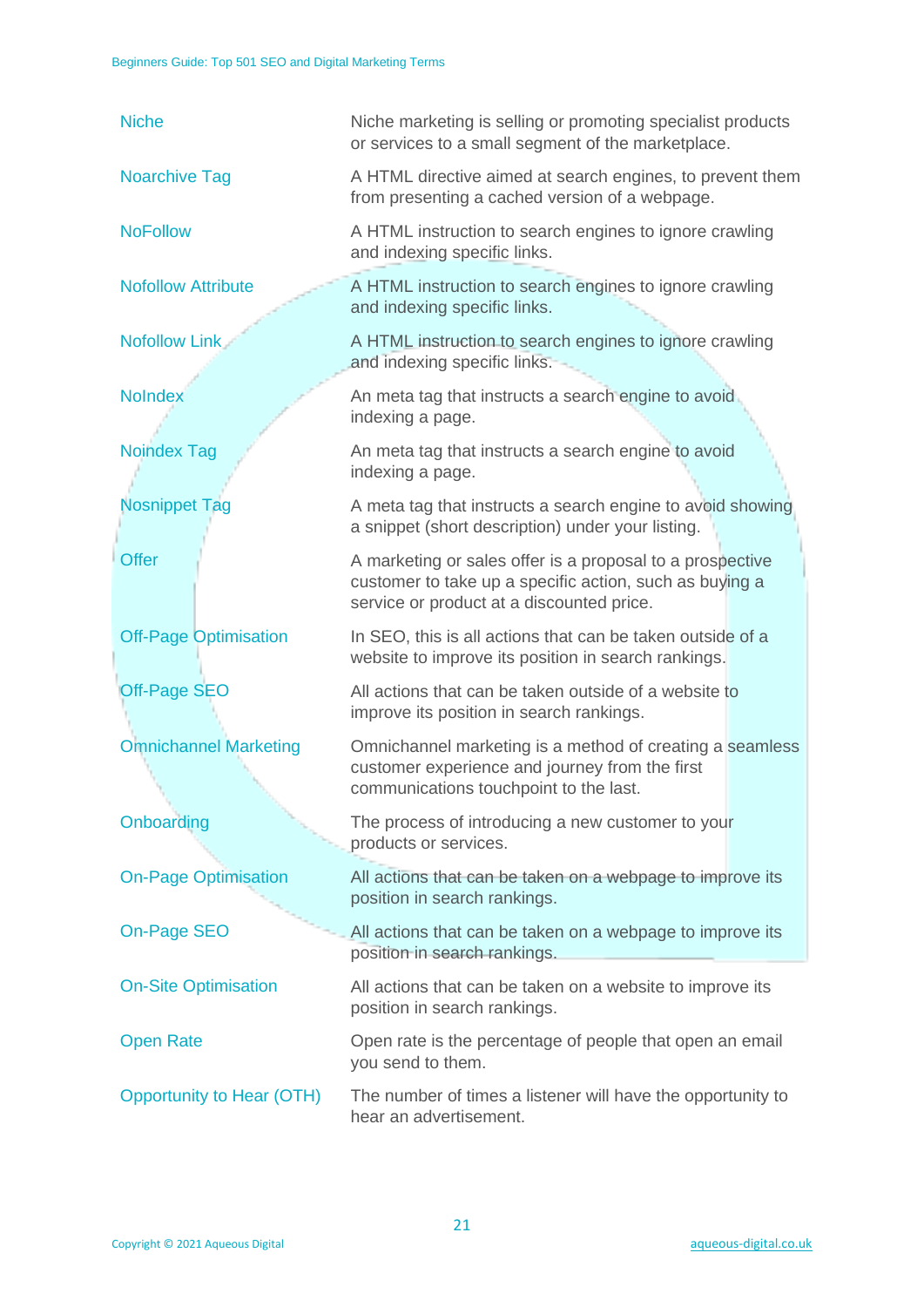| Term | Definition |
|---|---|
| Niche | Niche marketing is selling or promoting specialist products or services to a small segment of the marketplace. |
| Noarchive Tag | A HTML directive aimed at search engines, to prevent them from presenting a cached version of a webpage. |
| NoFollow | A HTML instruction to search engines to ignore crawling and indexing specific links. |
| Nofollow Attribute | A HTML instruction to search engines to ignore crawling and indexing specific links. |
| Nofollow Link | A HTML instruction to search engines to ignore crawling and indexing specific links. |
| NoIndex | An meta tag that instructs a search engine to avoid indexing a page. |
| Noindex Tag | An meta tag that instructs a search engine to avoid indexing a page. |
| Nosnippet Tag | A meta tag that instructs a search engine to avoid showing a snippet (short description) under your listing. |
| Offer | A marketing or sales offer is a proposal to a prospective customer to take up a specific action, such as buying a service or product at a discounted price. |
| Off-Page Optimisation | In SEO, this is all actions that can be taken outside of a website to improve its position in search rankings. |
| Off-Page SEO | All actions that can be taken outside of a website to improve its position in search rankings. |
| Omnichannel Marketing | Omnichannel marketing is a method of creating a seamless customer experience and journey from the first communications touchpoint to the last. |
| Onboarding | The process of introducing a new customer to your products or services. |
| On-Page Optimisation | All actions that can be taken on a webpage to improve its position in search rankings. |
| On-Page SEO | All actions that can be taken on a webpage to improve its position in search rankings. |
| On-Site Optimisation | All actions that can be taken on a website to improve its position in search rankings. |
| Open Rate | Open rate is the percentage of people that open an email you send to them. |
| Opportunity to Hear (OTH) | The number of times a listener will have the opportunity to hear an advertisement. |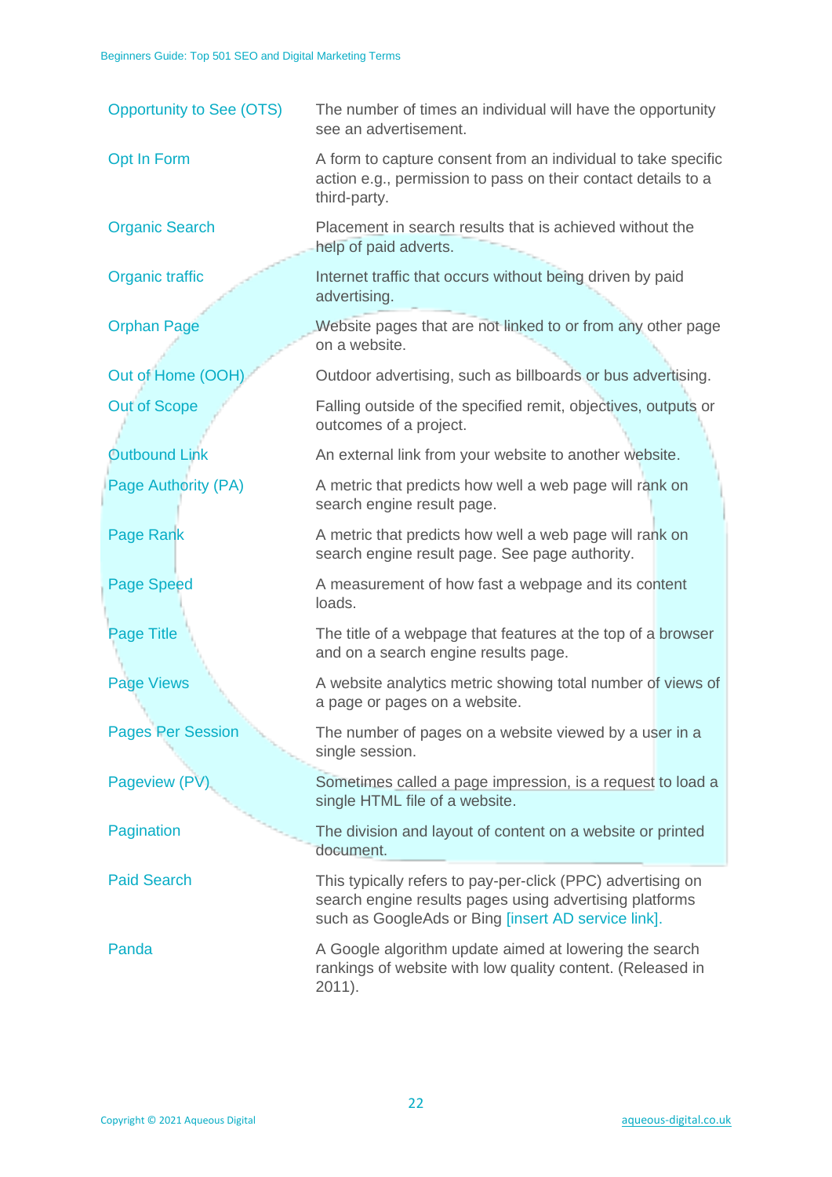| Term | Definition |
|---|---|
| Opportunity to See (OTS) | The number of times an individual will have the opportunity see an advertisement. |
| Opt In Form | A form to capture consent from an individual to take specific action e.g., permission to pass on their contact details to a third-party. |
| Organic Search | Placement in search results that is achieved without the help of paid adverts. |
| Organic traffic | Internet traffic that occurs without being driven by paid advertising. |
| Orphan Page | Website pages that are not linked to or from any other page on a website. |
| Out of Home (OOH) | Outdoor advertising, such as billboards or bus advertising. |
| Out of Scope | Falling outside of the specified remit, objectives, outputs or outcomes of a project. |
| Outbound Link | An external link from your website to another website. |
| Page Authority (PA) | A metric that predicts how well a web page will rank on search engine result page. |
| Page Rank | A metric that predicts how well a web page will rank on search engine result page. See page authority. |
| Page Speed | A measurement of how fast a webpage and its content loads. |
| Page Title | The title of a webpage that features at the top of a browser and on a search engine results page. |
| Page Views | A website analytics metric showing total number of views of a page or pages on a website. |
| Pages Per Session | The number of pages on a website viewed by a user in a single session. |
| Pageview (PV) | Sometimes called a page impression, is a request to load a single HTML file of a website. |
| Pagination | The division and layout of content on a website or printed document. |
| Paid Search | This typically refers to pay-per-click (PPC) advertising on search engine results pages using advertising platforms such as GoogleAds or Bing [insert AD service link]. |
| Panda | A Google algorithm update aimed at lowering the search rankings of website with low quality content. (Released in 2011). |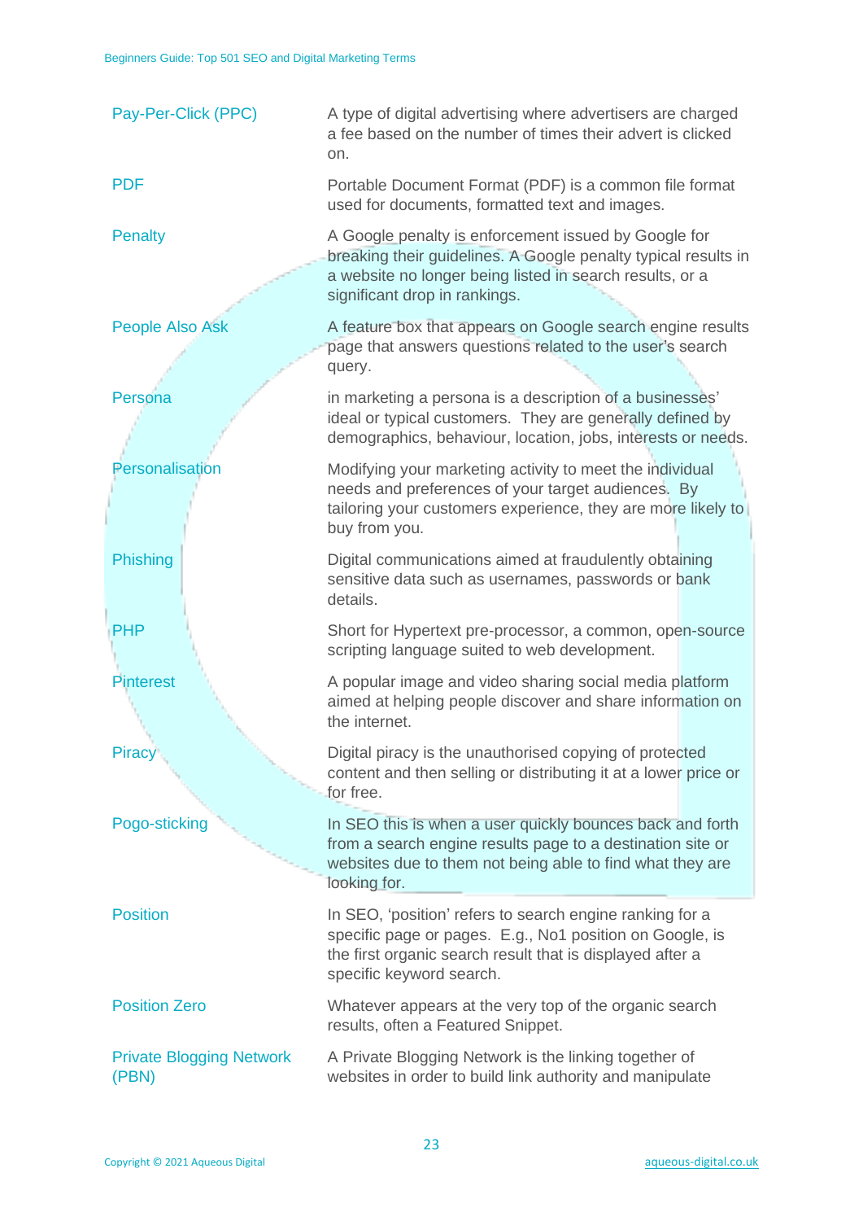| Term | Definition |
|---|---|
| Pay-Per-Click (PPC) | A type of digital advertising where advertisers are charged a fee based on the number of times their advert is clicked on. |
| PDF | Portable Document Format (PDF) is a common file format used for documents, formatted text and images. |
| Penalty | A Google penalty is enforcement issued by Google for breaking their guidelines. A Google penalty typical results in a website no longer being listed in search results, or a significant drop in rankings. |
| People Also Ask | A feature box that appears on Google search engine results page that answers questions related to the user's search query. |
| Persona | in marketing a persona is a description of a businesses' ideal or typical customers. They are generally defined by demographics, behaviour, location, jobs, interests or needs. |
| Personalisation | Modifying your marketing activity to meet the individual needs and preferences of your target audiences. By tailoring your customers experience, they are more likely to buy from you. |
| Phishing | Digital communications aimed at fraudulently obtaining sensitive data such as usernames, passwords or bank details. |
| PHP | Short for Hypertext pre-processor, a common, open-source scripting language suited to web development. |
| Pinterest | A popular image and video sharing social media platform aimed at helping people discover and share information on the internet. |
| Piracy | Digital piracy is the unauthorised copying of protected content and then selling or distributing it at a lower price or for free. |
| Pogo-sticking | In SEO this is when a user quickly bounces back and forth from a search engine results page to a destination site or websites due to them not being able to find what they are looking for. |
| Position | In SEO, 'position' refers to search engine ranking for a specific page or pages. E.g., No1 position on Google, is the first organic search result that is displayed after a specific keyword search. |
| Position Zero | Whatever appears at the very top of the organic search results, often a Featured Snippet. |
| Private Blogging Network (PBN) | A Private Blogging Network is the linking together of websites in order to build link authority and manipulate |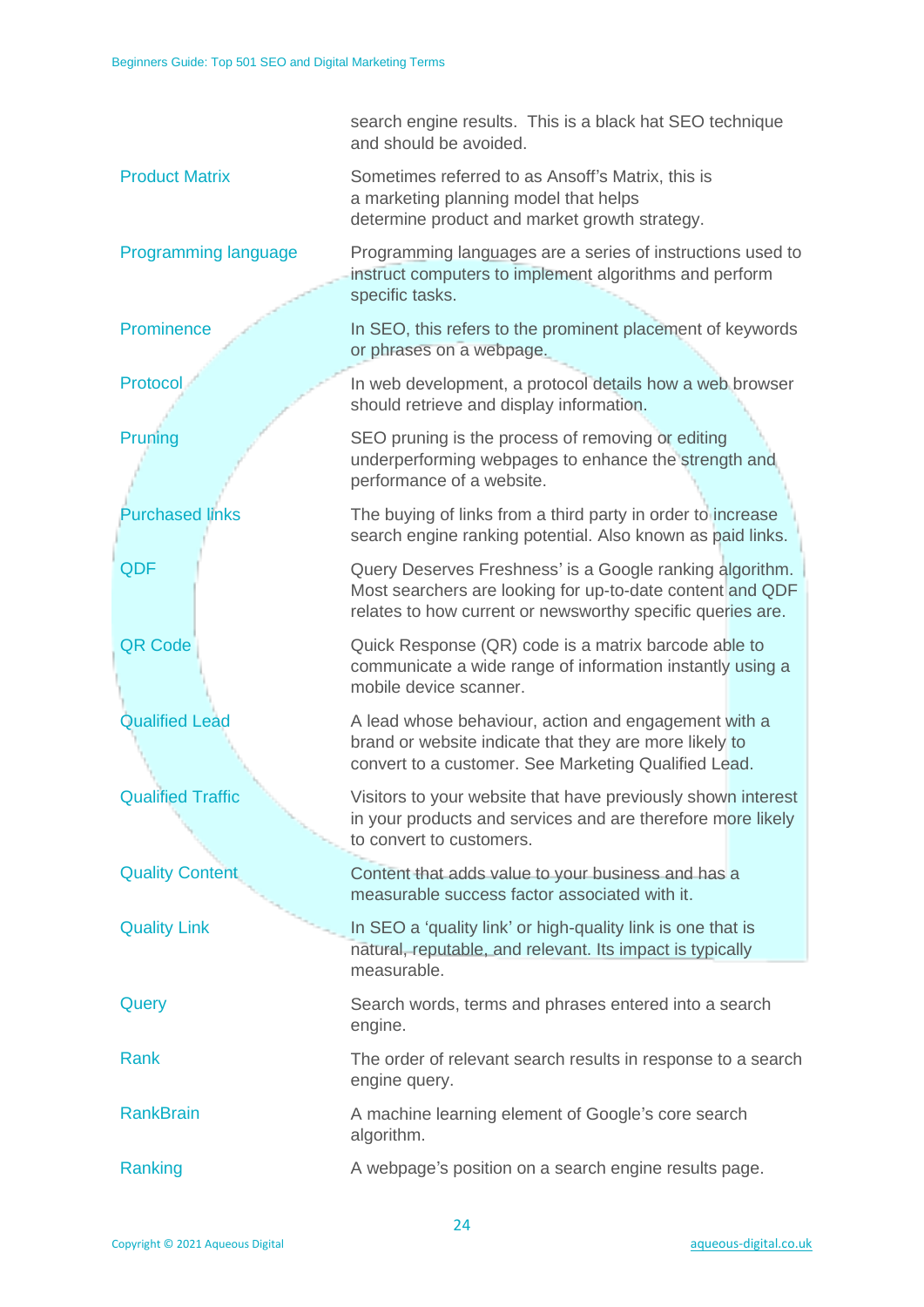search engine results. This is a black hat SEO technique and should be avoided.

| | |
|---|---|
| Product Matrix | Sometimes referred to as Ansoff's Matrix, this is a marketing planning model that helps determine product and market growth strategy. |
| Programming language | Programming languages are a series of instructions used to instruct computers to implement algorithms and perform specific tasks. |
| Prominence | In SEO, this refers to the prominent placement of keywords or phrases on a webpage. |
| Protocol | In web development, a protocol details how a web browser should retrieve and display information. |
| Pruning | SEO pruning is the process of removing or editing underperforming webpages to enhance the strength and performance of a website. |
| Purchased links | The buying of links from a third party in order to increase search engine ranking potential. Also known as paid links. |
| QDF | Query Deserves Freshness' is a Google ranking algorithm. Most searchers are looking for up-to-date content and QDF relates to how current or newsworthy specific queries are. |
| QR Code | Quick Response (QR) code is a matrix barcode able to communicate a wide range of information instantly using a mobile device scanner. |
| Qualified Lead | A lead whose behaviour, action and engagement with a brand or website indicate that they are more likely to convert to a customer. See Marketing Qualified Lead. |
| Qualified Traffic | Visitors to your website that have previously shown interest in your products and services and are therefore more likely to convert to customers. |
| Quality Content | Content that adds value to your business and has a measurable success factor associated with it. |
| Quality Link | In SEO a 'quality link' or high-quality link is one that is natural, reputable, and relevant. Its impact is typically measurable. |
| Query | Search words, terms and phrases entered into a search engine. |
| Rank | The order of relevant search results in response to a search engine query. |
| RankBrain | A machine learning element of Google's core search algorithm. |
| Ranking | A webpage's position on a search engine results page. |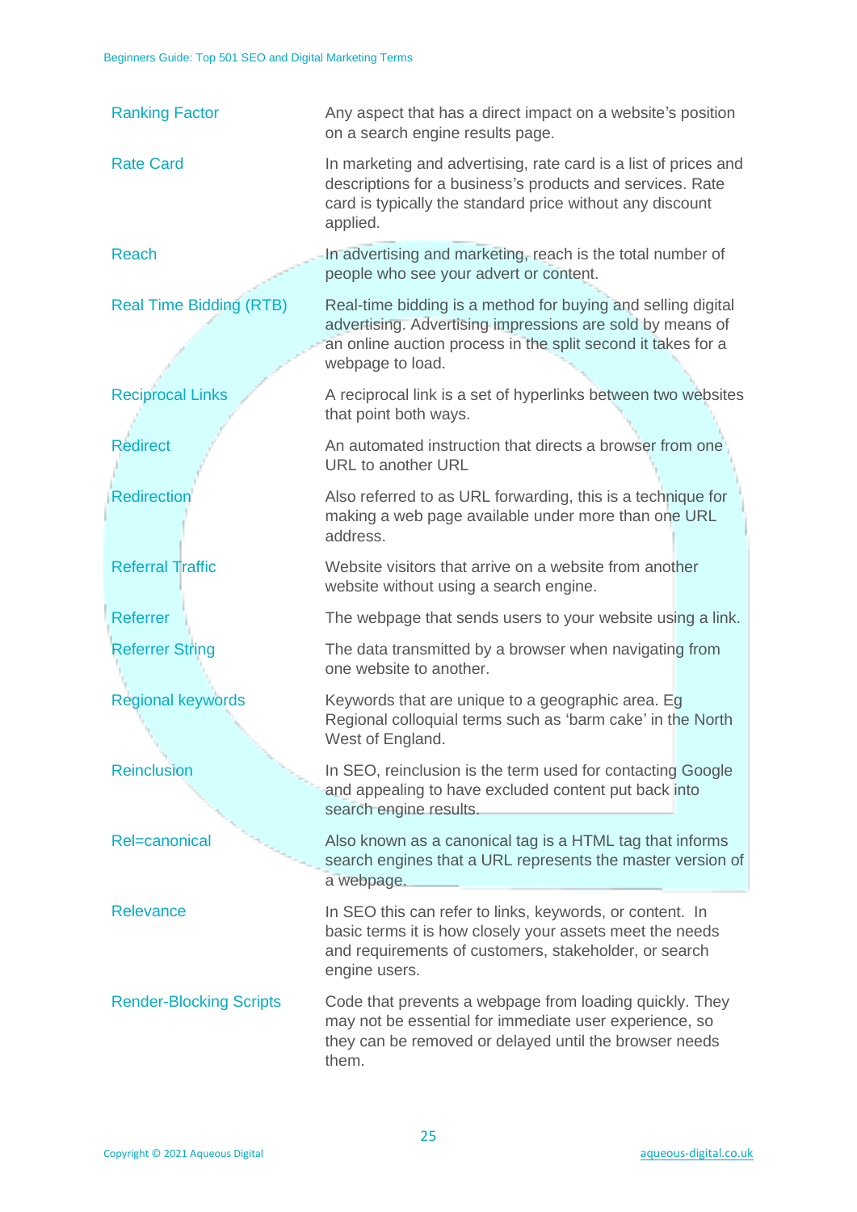| | |
|---|---|
| Ranking Factor | Any aspect that has a direct impact on a website's position on a search engine results page. |
| Rate Card | In marketing and advertising, rate card is a list of prices and descriptions for a business's products and services. Rate card is typically the standard price without any discount applied. |
| Reach | In advertising and marketing, reach is the total number of people who see your advert or content. |
| Real Time Bidding (RTB) | Real-time bidding is a method for buying and selling digital advertising. Advertising impressions are sold by means of an online auction process in the split second it takes for a webpage to load. |
| Reciprocal Links | A reciprocal link is a set of hyperlinks between two websites that point both ways. |
| Redirect | An automated instruction that directs a browser from one URL to another URL |
| Redirection | Also referred to as URL forwarding, this is a technique for making a web page available under more than one URL address. |
| Referral Traffic | Website visitors that arrive on a website from another website without using a search engine. |
| Referrer | The webpage that sends users to your website using a link. |
| Referrer String | The data transmitted by a browser when navigating from one website to another. |
| Regional keywords | Keywords that are unique to a geographic area. Eg Regional colloquial terms such as 'barm cake' in the North West of England. |
| Reinclusion | In SEO, reinclusion is the term used for contacting Google and appealing to have excluded content put back into search engine results. |
| Rel=canonical | Also known as a canonical tag is a HTML tag that informs search engines that a URL represents the master version of a webpage. |
| Relevance | In SEO this can refer to links, keywords, or content. In basic terms it is how closely your assets meet the needs and requirements of customers, stakeholder, or search engine users. |
| Render-Blocking Scripts | Code that prevents a webpage from loading quickly. They may not be essential for immediate user experience, so they can be removed or delayed until the browser needs them. |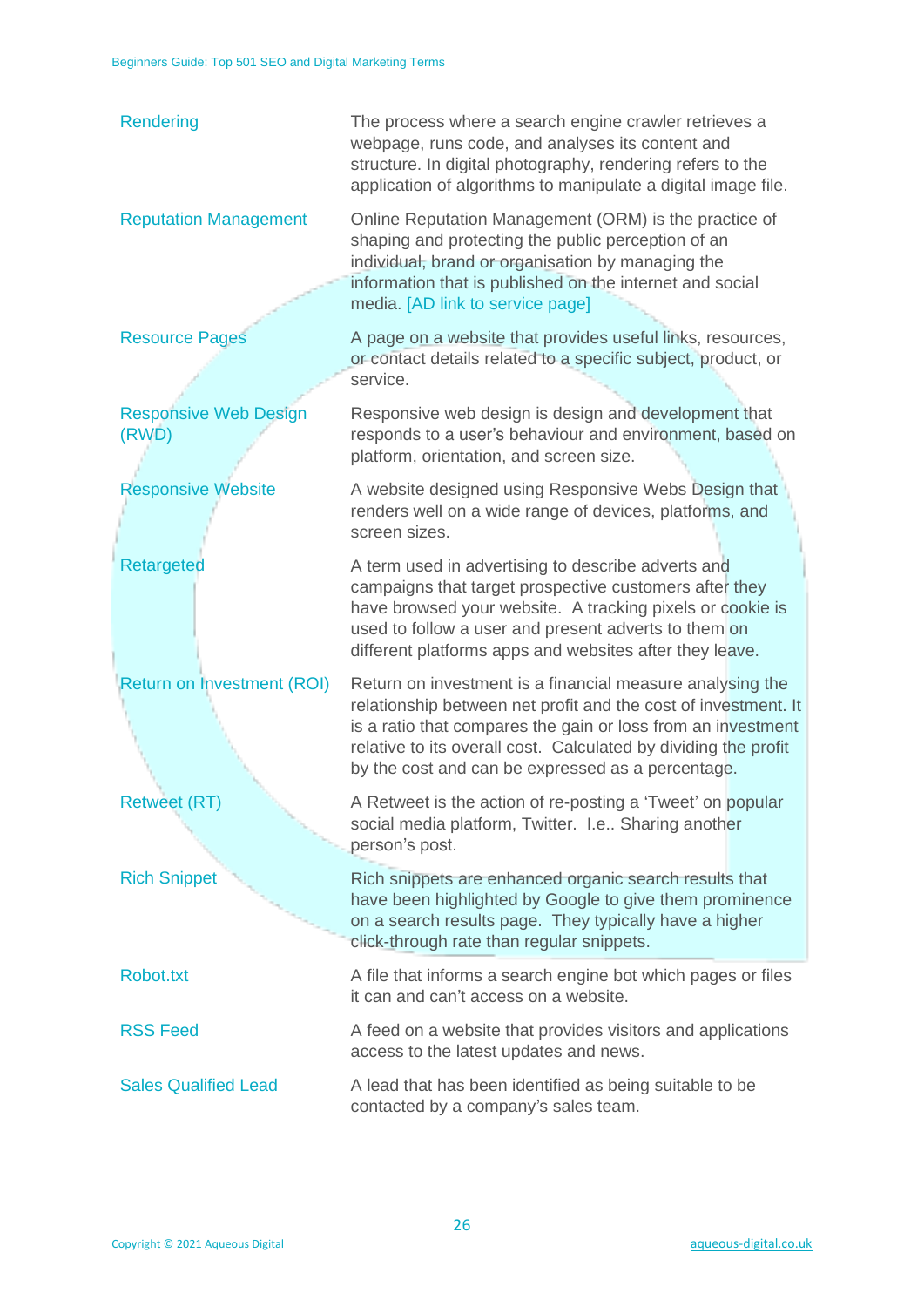| Term | Definition |
|---|---|
| Rendering | The process where a search engine crawler retrieves a webpage, runs code, and analyses its content and structure. In digital photography, rendering refers to the application of algorithms to manipulate a digital image file. |
| Reputation Management | Online Reputation Management (ORM) is the practice of shaping and protecting the public perception of an individual, brand or organisation by managing the information that is published on the internet and social media. [AD link to service page] |
| Resource Pages | A page on a website that provides useful links, resources, or contact details related to a specific subject, product, or service. |
| Responsive Web Design (RWD) | Responsive web design is design and development that responds to a user's behaviour and environment, based on platform, orientation, and screen size. |
| Responsive Website | A website designed using Responsive Webs Design that renders well on a wide range of devices, platforms, and screen sizes. |
| Retargeted | A term used in advertising to describe adverts and campaigns that target prospective customers after they have browsed your website. A tracking pixels or cookie is used to follow a user and present adverts to them on different platforms apps and websites after they leave. |
| Return on Investment (ROI) | Return on investment is a financial measure analysing the relationship between net profit and the cost of investment. It is a ratio that compares the gain or loss from an investment relative to its overall cost. Calculated by dividing the profit by the cost and can be expressed as a percentage. |
| Retweet (RT) | A Retweet is the action of re-posting a 'Tweet' on popular social media platform, Twitter. I.e.. Sharing another person's post. |
| Rich Snippet | Rich snippets are enhanced organic search results that have been highlighted by Google to give them prominence on a search results page. They typically have a higher click-through rate than regular snippets. |
| Robot.txt | A file that informs a search engine bot which pages or files it can and can't access on a website. |
| RSS Feed | A feed on a website that provides visitors and applications access to the latest updates and news. |
| Sales Qualified Lead | A lead that has been identified as being suitable to be contacted by a company's sales team. |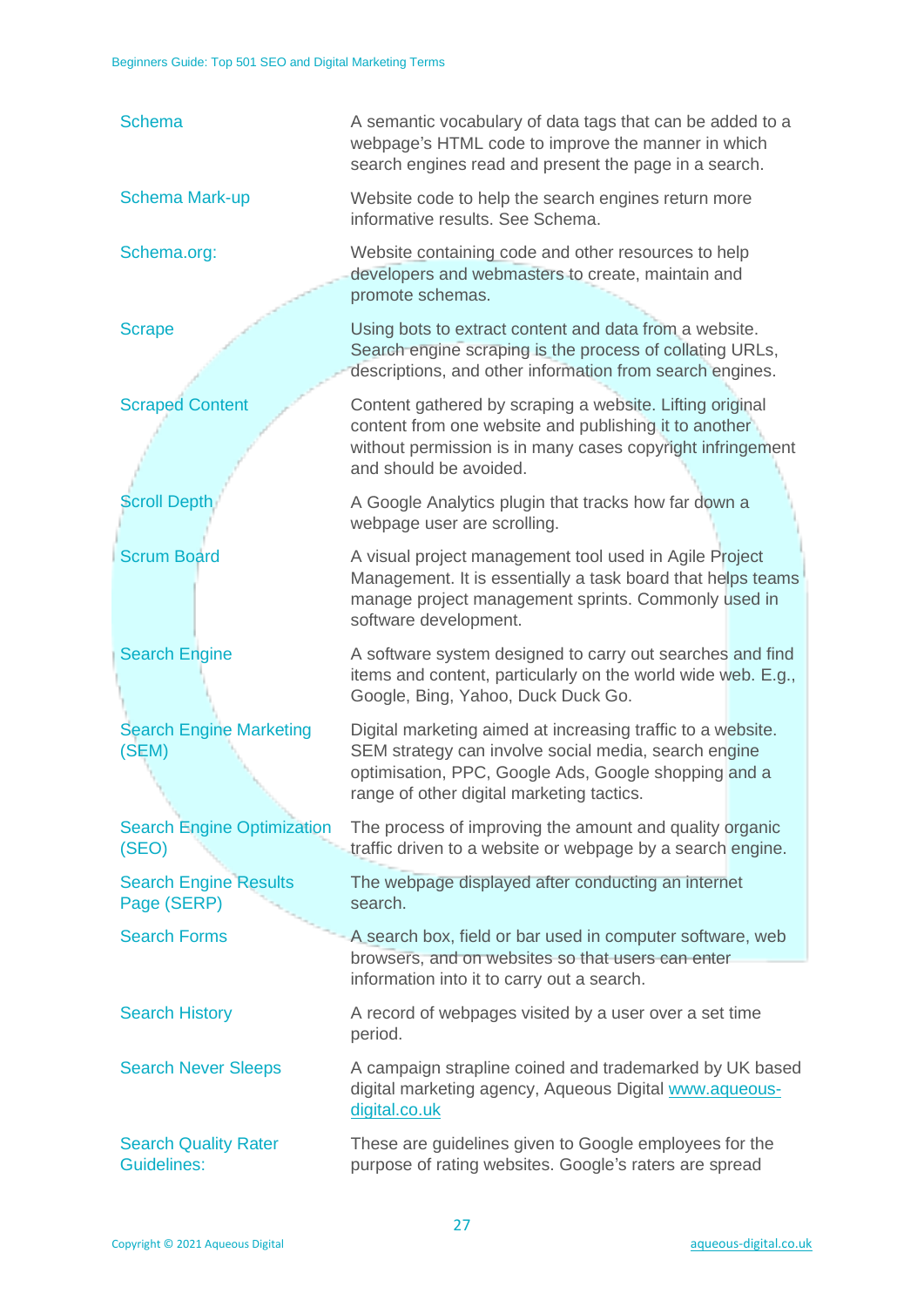| Term | Definition |
|---|---|
| Schema | A semantic vocabulary of data tags that can be added to a webpage's HTML code to improve the manner in which search engines read and present the page in a search. |
| Schema Mark-up | Website code to help the search engines return more informative results. See Schema. |
| Schema.org: | Website containing code and other resources to help developers and webmasters to create, maintain and promote schemas. |
| Scrape | Using bots to extract content and data from a website. Search engine scraping is the process of collating URLs, descriptions, and other information from search engines. |
| Scraped Content | Content gathered by scraping a website. Lifting original content from one website and publishing it to another without permission is in many cases copyright infringement and should be avoided. |
| Scroll Depth | A Google Analytics plugin that tracks how far down a webpage user are scrolling. |
| Scrum Board | A visual project management tool used in Agile Project Management. It is essentially a task board that helps teams manage project management sprints. Commonly used in software development. |
| Search Engine | A software system designed to carry out searches and find items and content, particularly on the world wide web. E.g., Google, Bing, Yahoo, Duck Duck Go. |
| Search Engine Marketing (SEM) | Digital marketing aimed at increasing traffic to a website. SEM strategy can involve social media, search engine optimisation, PPC, Google Ads, Google shopping and a range of other digital marketing tactics. |
| Search Engine Optimization (SEO) | The process of improving the amount and quality organic traffic driven to a website or webpage by a search engine. |
| Search Engine Results Page (SERP) | The webpage displayed after conducting an internet search. |
| Search Forms | A search box, field or bar used in computer software, web browsers, and on websites so that users can enter information into it to carry out a search. |
| Search History | A record of webpages visited by a user over a set time period. |
| Search Never Sleeps | A campaign strapline coined and trademarked by UK based digital marketing agency, Aqueous Digital www.aqueous-digital.co.uk |
| Search Quality Rater Guidelines: | These are guidelines given to Google employees for the purpose of rating websites. Google's raters are spread |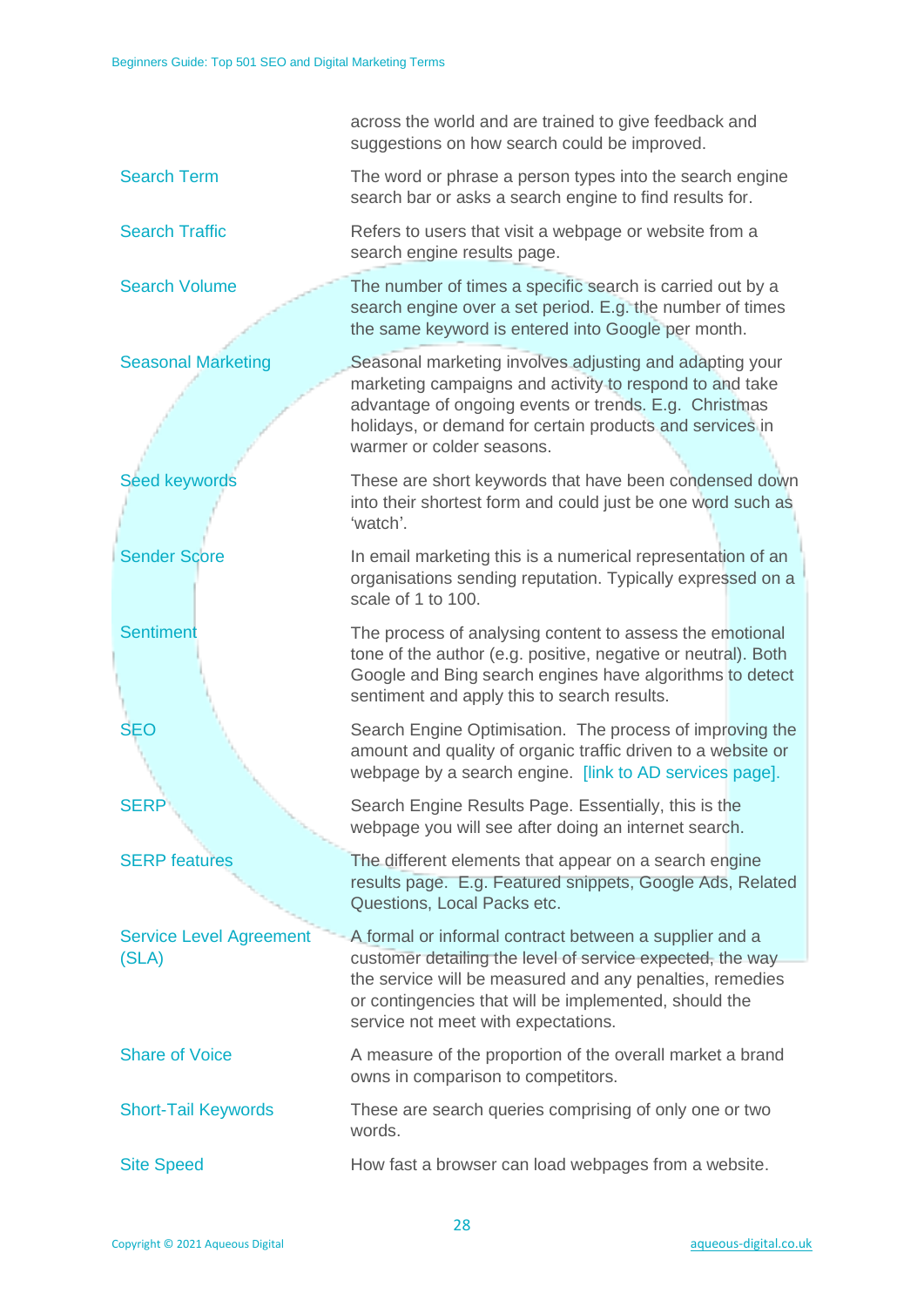| | |
|---|---|
| | across the world and are trained to give feedback and suggestions on how search could be improved. |
| Search Term | The word or phrase a person types into the search engine search bar or asks a search engine to find results for. |
| Search Traffic | Refers to users that visit a webpage or website from a search engine results page. |
| Search Volume | The number of times a specific search is carried out by a search engine over a set period. E.g. the number of times the same keyword is entered into Google per month. |
| Seasonal Marketing | Seasonal marketing involves adjusting and adapting your marketing campaigns and activity to respond to and take advantage of ongoing events or trends. E.g. Christmas holidays, or demand for certain products and services in warmer or colder seasons. |
| Seed keywords | These are short keywords that have been condensed down into their shortest form and could just be one word such as 'watch'. |
| Sender Score | In email marketing this is a numerical representation of an organisations sending reputation. Typically expressed on a scale of 1 to 100. |
| Sentiment | The process of analysing content to assess the emotional tone of the author (e.g. positive, negative or neutral). Both Google and Bing search engines have algorithms to detect sentiment and apply this to search results. |
| SEO | Search Engine Optimisation. The process of improving the amount and quality of organic traffic driven to a website or webpage by a search engine. [link to AD services page]. |
| SERP | Search Engine Results Page. Essentially, this is the webpage you will see after doing an internet search. |
| SERP features | The different elements that appear on a search engine results page. E.g. Featured snippets, Google Ads, Related Questions, Local Packs etc. |
| Service Level Agreement (SLA) | A formal or informal contract between a supplier and a customer detailing the level of service expected, the way the service will be measured and any penalties, remedies or contingencies that will be implemented, should the service not meet with expectations. |
| Share of Voice | A measure of the proportion of the overall market a brand owns in comparison to competitors. |
| Short-Tail Keywords | These are search queries comprising of only one or two words. |
| Site Speed | How fast a browser can load webpages from a website. |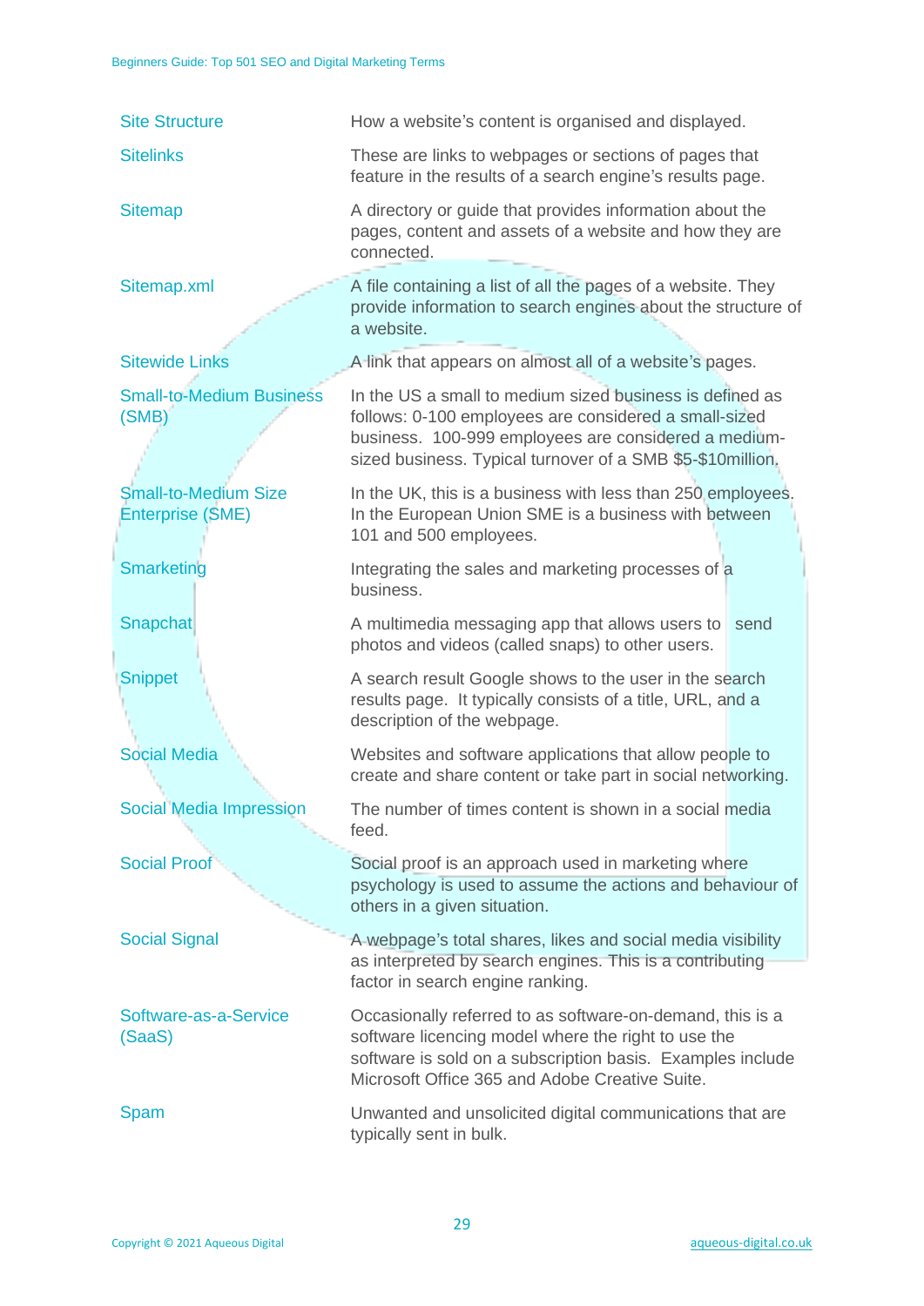| | |
|---|---|
| Site Structure | How a website's content is organised and displayed. |
| Sitelinks | These are links to webpages or sections of pages that feature in the results of a search engine's results page. |
| Sitemap | A directory or guide that provides information about the pages, content and assets of a website and how they are connected. |
| Sitemap.xml | A file containing a list of all the pages of a website. They provide information to search engines about the structure of a website. |
| Sitewide Links | A link that appears on almost all of a website's pages. |
| Small-to-Medium Business (SMB) | In the US a small to medium sized business is defined as follows: 0-100 employees are considered a small-sized business. 100-999 employees are considered a medium-sized business. Typical turnover of a SMB $5-$10million. |
| Small-to-Medium Size Enterprise (SME) | In the UK, this is a business with less than 250 employees. In the European Union SME is a business with between 101 and 500 employees. |
| Smarketing | Integrating the sales and marketing processes of a business. |
| Snapchat | A multimedia messaging app that allows users to send photos and videos (called snaps) to other users. |
| Snippet | A search result Google shows to the user in the search results page. It typically consists of a title, URL, and a description of the webpage. |
| Social Media | Websites and software applications that allow people to create and share content or take part in social networking. |
| Social Media Impression | The number of times content is shown in a social media feed. |
| Social Proof | Social proof is an approach used in marketing where psychology is used to assume the actions and behaviour of others in a given situation. |
| Social Signal | A webpage's total shares, likes and social media visibility as interpreted by search engines. This is a contributing factor in search engine ranking. |
| Software-as-a-Service (SaaS) | Occasionally referred to as software-on-demand, this is a software licencing model where the right to use the software is sold on a subscription basis. Examples include Microsoft Office 365 and Adobe Creative Suite. |
| Spam | Unwanted and unsolicited digital communications that are typically sent in bulk. |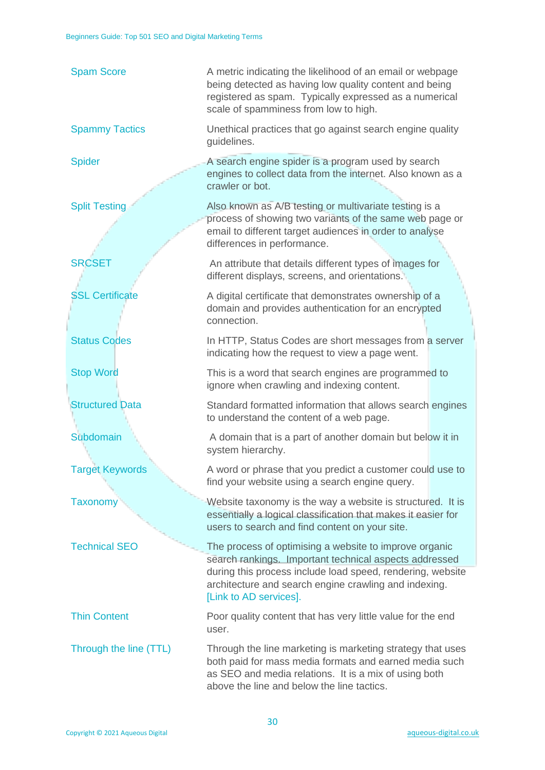| Term | Definition |
|---|---|
| Spam Score | A metric indicating the likelihood of an email or webpage being detected as having low quality content and being registered as spam. Typically expressed as a numerical scale of spamminess from low to high. |
| Spammy Tactics | Unethical practices that go against search engine quality guidelines. |
| Spider | A search engine spider is a program used by search engines to collect data from the internet. Also known as a crawler or bot. |
| Split Testing | Also known as A/B testing or multivariate testing is a process of showing two variants of the same web page or email to different target audiences in order to analyse differences in performance. |
| SRCSET | An attribute that details different types of images for different displays, screens, and orientations. |
| SSL Certificate | A digital certificate that demonstrates ownership of a domain and provides authentication for an encrypted connection. |
| Status Codes | In HTTP, Status Codes are short messages from a server indicating how the request to view a page went. |
| Stop Word | This is a word that search engines are programmed to ignore when crawling and indexing content. |
| Structured Data | Standard formatted information that allows search engines to understand the content of a web page. |
| Subdomain | A domain that is a part of another domain but below it in system hierarchy. |
| Target Keywords | A word or phrase that you predict a customer could use to find your website using a search engine query. |
| Taxonomy | Website taxonomy is the way a website is structured. It is essentially a logical classification that makes it easier for users to search and find content on your site. |
| Technical SEO | The process of optimising a website to improve organic search rankings. Important technical aspects addressed during this process include load speed, rendering, website architecture and search engine crawling and indexing. [Link to AD services]. |
| Thin Content | Poor quality content that has very little value for the end user. |
| Through the line (TTL) | Through the line marketing is marketing strategy that uses both paid for mass media formats and earned media such as SEO and media relations. It is a mix of using both above the line and below the line tactics. |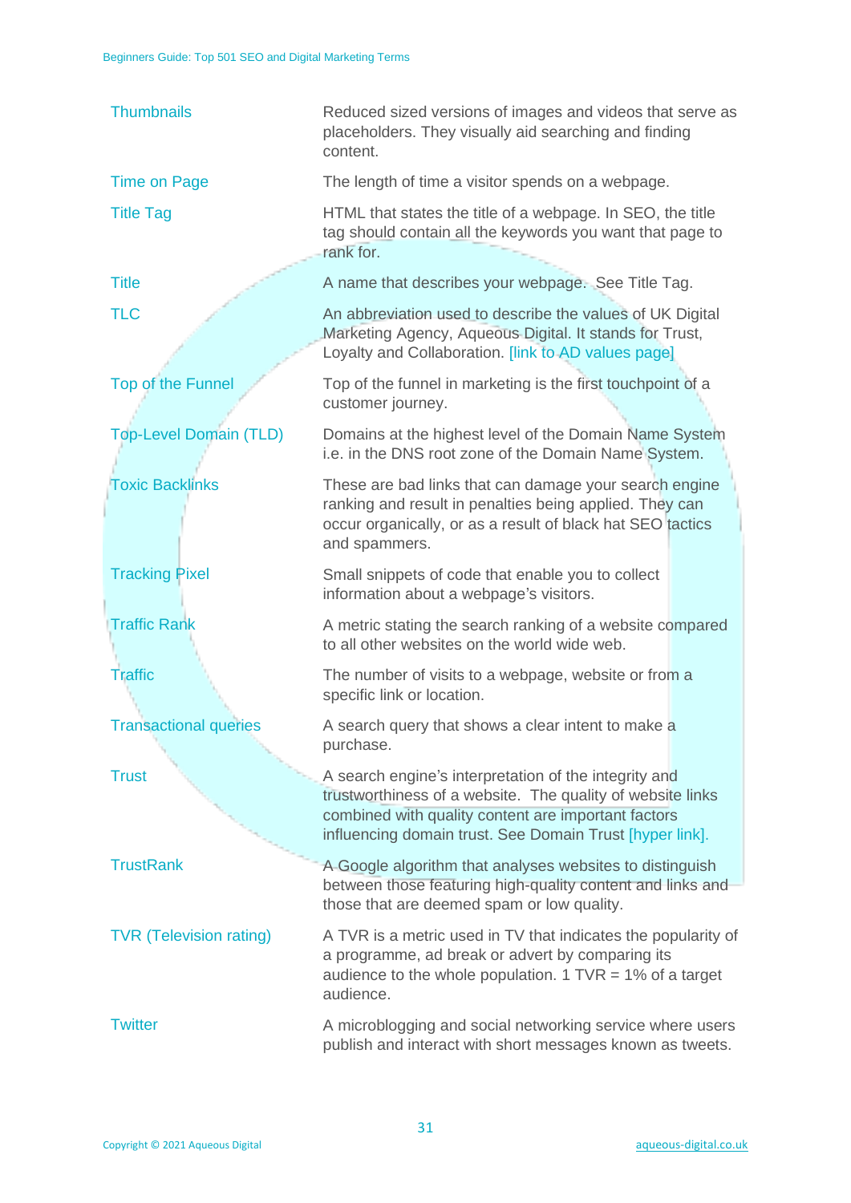| Term | Definition |
| --- | --- |
| Thumbnails | Reduced sized versions of images and videos that serve as placeholders. They visually aid searching and finding content. |
| Time on Page | The length of time a visitor spends on a webpage. |
| Title Tag | HTML that states the title of a webpage. In SEO, the title tag should contain all the keywords you want that page to rank for. |
| Title | A name that describes your webpage. See Title Tag. |
| TLC | An abbreviation used to describe the values of UK Digital Marketing Agency, Aqueous Digital. It stands for Trust, Loyalty and Collaboration. [link to AD values page] |
| Top of the Funnel | Top of the funnel in marketing is the first touchpoint of a customer journey. |
| Top-Level Domain (TLD) | Domains at the highest level of the Domain Name System i.e. in the DNS root zone of the Domain Name System. |
| Toxic Backlinks | These are bad links that can damage your search engine ranking and result in penalties being applied. They can occur organically, or as a result of black hat SEO tactics and spammers. |
| Tracking Pixel | Small snippets of code that enable you to collect information about a webpage's visitors. |
| Traffic Rank | A metric stating the search ranking of a website compared to all other websites on the world wide web. |
| Traffic | The number of visits to a webpage, website or from a specific link or location. |
| Transactional queries | A search query that shows a clear intent to make a purchase. |
| Trust | A search engine's interpretation of the integrity and trustworthiness of a website. The quality of website links combined with quality content are important factors influencing domain trust. See Domain Trust [hyper link]. |
| TrustRank | A Google algorithm that analyses websites to distinguish between those featuring high-quality content and links and those that are deemed spam or low quality. |
| TVR (Television rating) | A TVR is a metric used in TV that indicates the popularity of a programme, ad break or advert by comparing its audience to the whole population. 1 TVR = 1% of a target audience. |
| Twitter | A microblogging and social networking service where users publish and interact with short messages known as tweets. |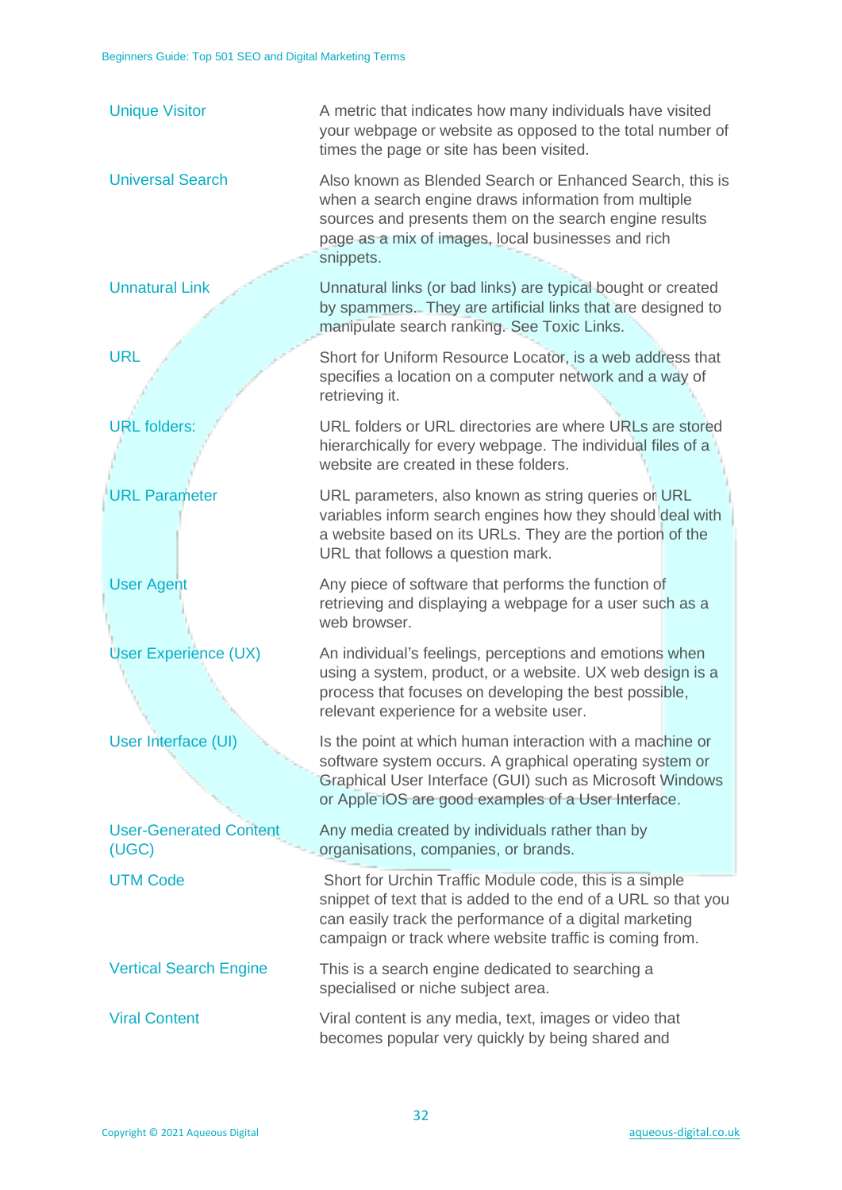| Term | Definition |
| --- | --- |
| Unique Visitor | A metric that indicates how many individuals have visited your webpage or website as opposed to the total number of times the page or site has been visited. |
| Universal Search | Also known as Blended Search or Enhanced Search, this is when a search engine draws information from multiple sources and presents them on the search engine results page as a mix of images, local businesses and rich snippets. |
| Unnatural Link | Unnatural links (or bad links) are typical bought or created by spammers. They are artificial links that are designed to manipulate search ranking. See Toxic Links. |
| URL | Short for Uniform Resource Locator, is a web address that specifies a location on a computer network and a way of retrieving it. |
| URL folders: | URL folders or URL directories are where URLs are stored hierarchically for every webpage. The individual files of a website are created in these folders. |
| URL Parameter | URL parameters, also known as string queries or URL variables inform search engines how they should deal with a website based on its URLs. They are the portion of the URL that follows a question mark. |
| User Agent | Any piece of software that performs the function of retrieving and displaying a webpage for a user such as a web browser. |
| User Experience (UX) | An individual's feelings, perceptions and emotions when using a system, product, or a website. UX web design is a process that focuses on developing the best possible, relevant experience for a website user. |
| User Interface (UI) | Is the point at which human interaction with a machine or software system occurs. A graphical operating system or Graphical User Interface (GUI) such as Microsoft Windows or Apple iOS are good examples of a User Interface. |
| User-Generated Content (UGC) | Any media created by individuals rather than by organisations, companies, or brands. |
| UTM Code | Short for Urchin Traffic Module code, this is a simple snippet of text that is added to the end of a URL so that you can easily track the performance of a digital marketing campaign or track where website traffic is coming from. |
| Vertical Search Engine | This is a search engine dedicated to searching a specialised or niche subject area. |
| Viral Content | Viral content is any media, text, images or video that becomes popular very quickly by being shared and |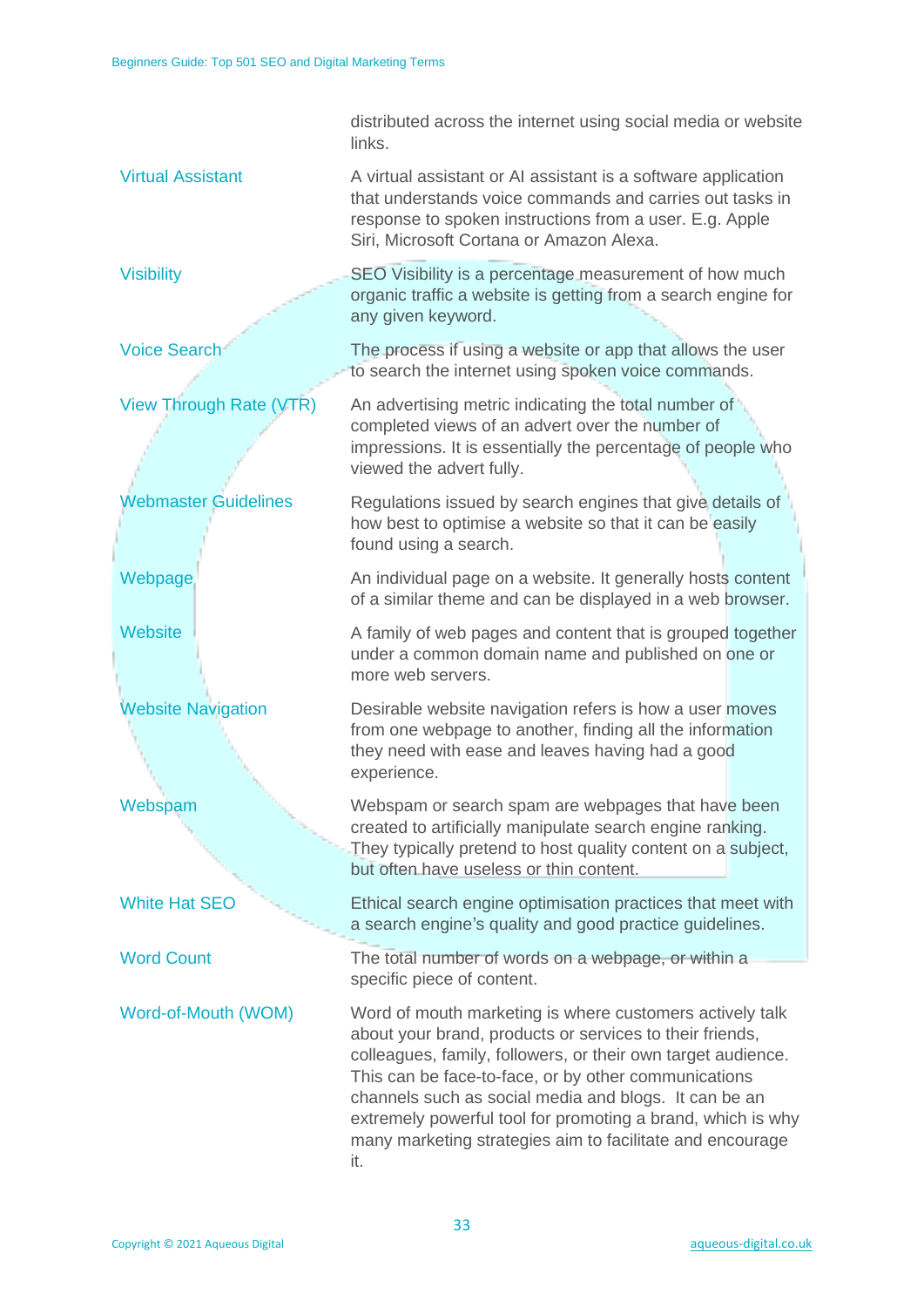| | |
|---|---|
| | distributed across the internet using social media or website links. |
| Virtual Assistant | A virtual assistant or AI assistant is a software application that understands voice commands and carries out tasks in response to spoken instructions from a user. E.g. Apple Siri, Microsoft Cortana or Amazon Alexa. |
| Visibility | SEO Visibility is a percentage measurement of how much organic traffic a website is getting from a search engine for any given keyword. |
| Voice Search | The process if using a website or app that allows the user to search the internet using spoken voice commands. |
| View Through Rate (VTR) | An advertising metric indicating the total number of completed views of an advert over the number of impressions. It is essentially the percentage of people who viewed the advert fully. |
| Webmaster Guidelines | Regulations issued by search engines that give details of how best to optimise a website so that it can be easily found using a search. |
| Webpage | An individual page on a website. It generally hosts content of a similar theme and can be displayed in a web browser. |
| Website | A family of web pages and content that is grouped together under a common domain name and published on one or more web servers. |
| Website Navigation | Desirable website navigation refers is how a user moves from one webpage to another, finding all the information they need with ease and leaves having had a good experience. |
| Webspam | Webspam or search spam are webpages that have been created to artificially manipulate search engine ranking. They typically pretend to host quality content on a subject, but often have useless or thin content. |
| White Hat SEO | Ethical search engine optimisation practices that meet with a search engine's quality and good practice guidelines. |
| Word Count | The total number of words on a webpage, or within a specific piece of content. |
| Word-of-Mouth (WOM) | Word of mouth marketing is where customers actively talk about your brand, products or services to their friends, colleagues, family, followers, or their own target audience. This can be face-to-face, or by other communications channels such as social media and blogs. It can be an extremely powerful tool for promoting a brand, which is why many marketing strategies aim to facilitate and encourage it. |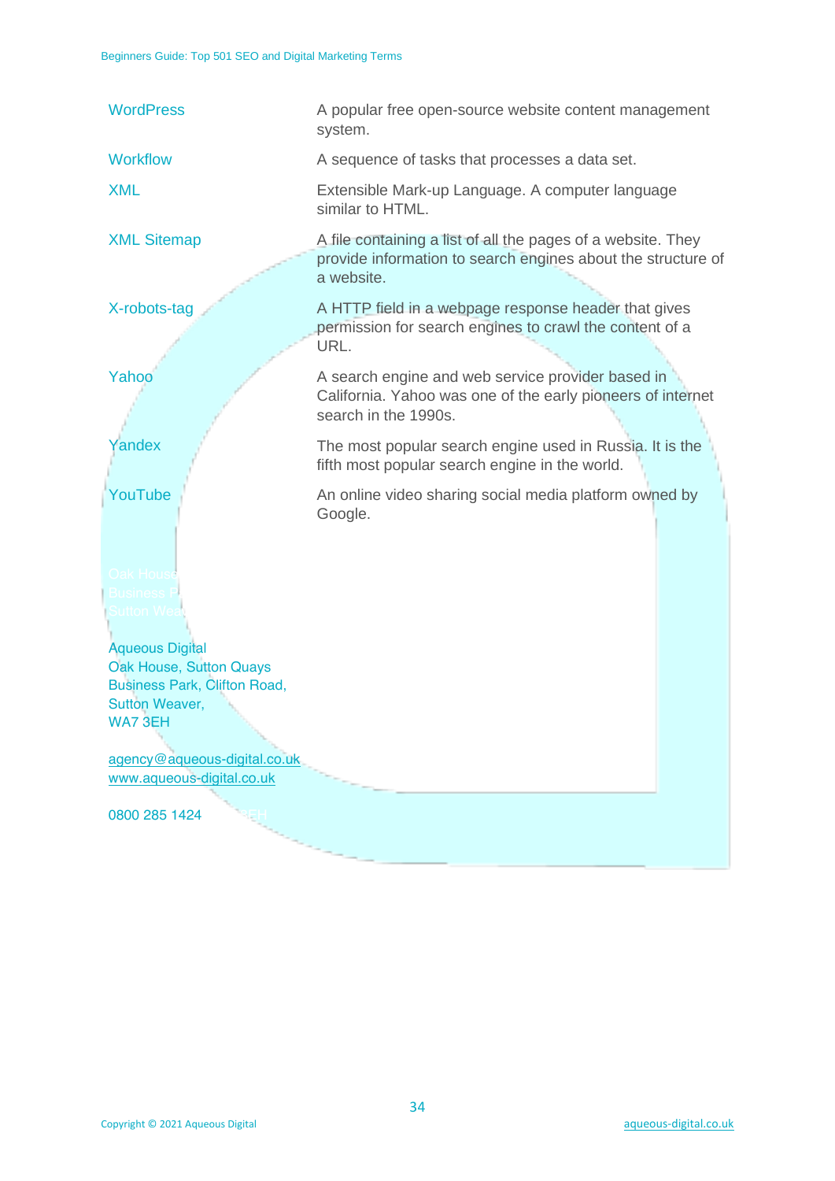| | |
|---|---|
| WordPress | A popular free open-source website content management system. |
| Workflow | A sequence of tasks that processes a data set. |
| XML | Extensible Mark-up Language. A computer language similar to HTML. |
| XML Sitemap | A file containing a list of all the pages of a website. They provide information to search engines about the structure of a website. |
| X-robots-tag | A HTTP field in a webpage response header that gives permission for search engines to crawl the content of a URL. |
| Yahoo | A search engine and web service provider based in California. Yahoo was one of the early pioneers of internet search in the 1990s. |
| Yandex | The most popular search engine used in Russia. It is the fifth most popular search engine in the world. |
| YouTube | An online video sharing social media platform owned by Google. |

Aqueous Digital
Oak House, Sutton Quays
Business Park, Clifton Road,
Sutton Weaver,
WA7 3EH

agency@aqueous-digital.co.uk
www.aqueous-digital.co.uk

0800 285 1424